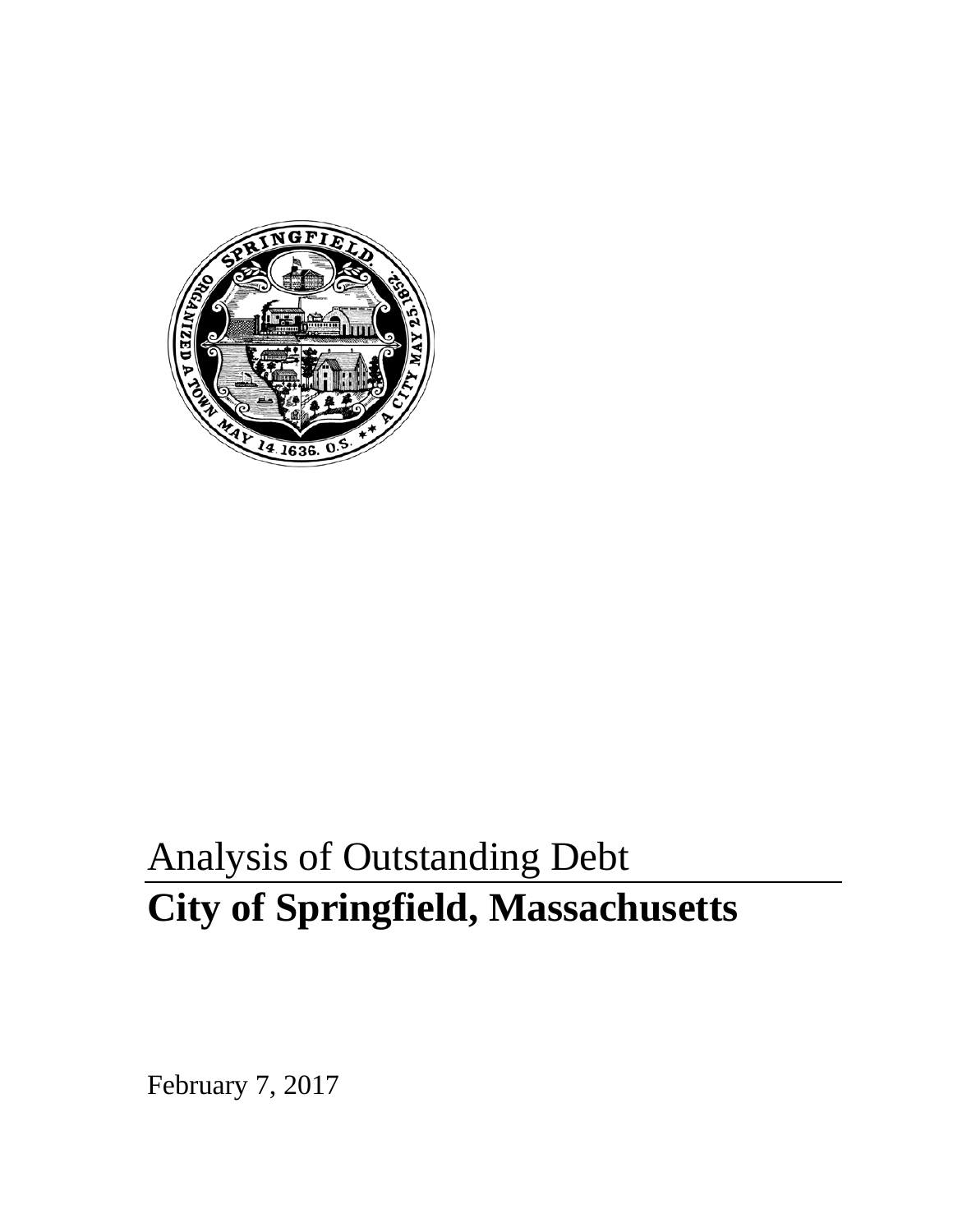# Analysis of Outstanding Debt

# City of Springfield, Massachusetts

February 7, 2017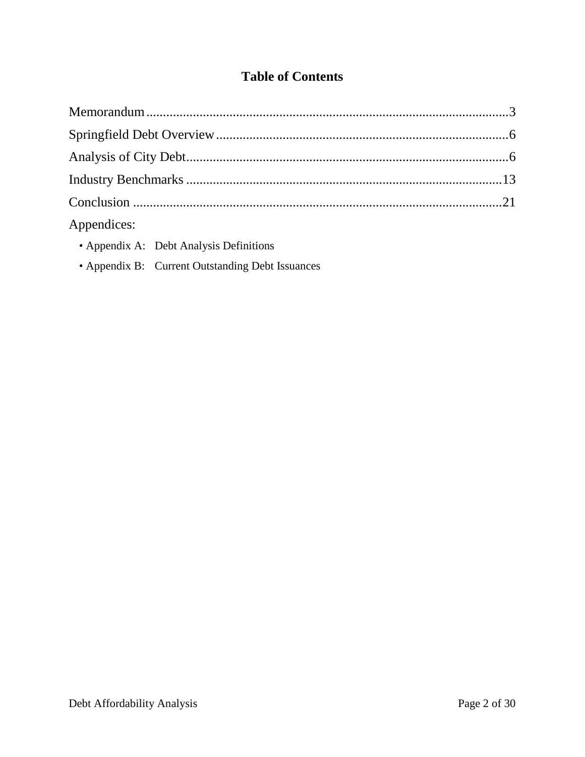# Table of Contents

Memorandum....................................................................................................3

Springfield Debt Overview...............................................................................6

Analysis of City Debt.......................................................................................6

Industry Benchmarks ....................................................................................13

Conclusion ....................................................................................................21

Appendices:

- Appendix A: Debt Analysis Definitions
- Appendix B: Current Outstanding Debt Issuances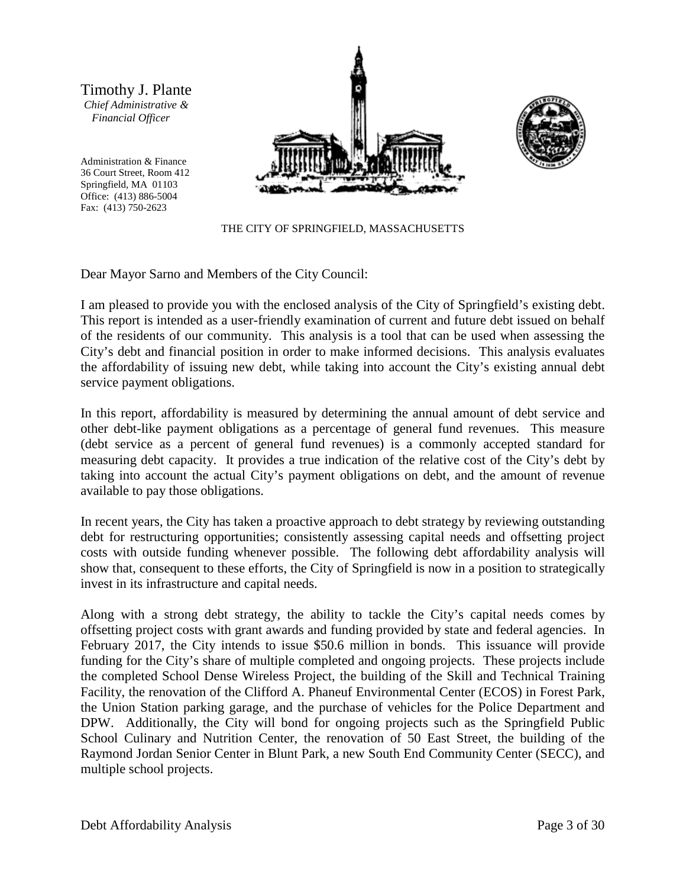Timothy J. Plante
*Chief Administrative & Financial Officer*

Administration & Finance
36 Court Street, Room 412
Springfield, MA 01103
Office: (413) 886-5004
Fax: (413) 750-2623

THE CITY OF SPRINGFIELD, MASSACHUSETTS

Dear Mayor Sarno and Members of the City Council:

I am pleased to provide you with the enclosed analysis of the City of Springfield's existing debt. This report is intended as a user-friendly examination of current and future debt issued on behalf of the residents of our community. This analysis is a tool that can be used when assessing the City's debt and financial position in order to make informed decisions. This analysis evaluates the affordability of issuing new debt, while taking into account the City's existing annual debt service payment obligations.

In this report, affordability is measured by determining the annual amount of debt service and other debt-like payment obligations as a percentage of general fund revenues. This measure (debt service as a percent of general fund revenues) is a commonly accepted standard for measuring debt capacity. It provides a true indication of the relative cost of the City's debt by taking into account the actual City's payment obligations on debt, and the amount of revenue available to pay those obligations.

In recent years, the City has taken a proactive approach to debt strategy by reviewing outstanding debt for restructuring opportunities; consistently assessing capital needs and offsetting project costs with outside funding whenever possible. The following debt affordability analysis will show that, consequent to these efforts, the City of Springfield is now in a position to strategically invest in its infrastructure and capital needs.

Along with a strong debt strategy, the ability to tackle the City's capital needs comes by offsetting project costs with grant awards and funding provided by state and federal agencies. In February 2017, the City intends to issue $50.6 million in bonds. This issuance will provide funding for the City's share of multiple completed and ongoing projects. These projects include the completed School Dense Wireless Project, the building of the Skill and Technical Training Facility, the renovation of the Clifford A. Phaneuf Environmental Center (ECOS) in Forest Park, the Union Station parking garage, and the purchase of vehicles for the Police Department and DPW. Additionally, the City will bond for ongoing projects such as the Springfield Public School Culinary and Nutrition Center, the renovation of 50 East Street, the building of the Raymond Jordan Senior Center in Blunt Park, a new South End Community Center (SECC), and multiple school projects.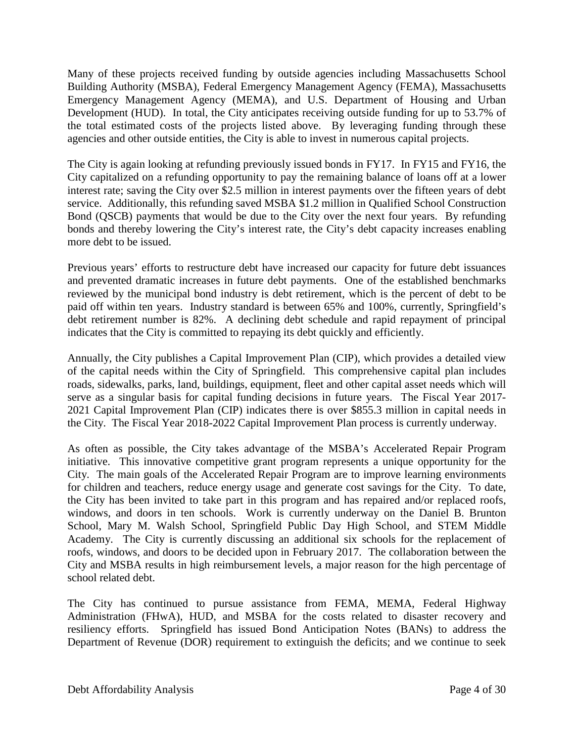Many of these projects received funding by outside agencies including Massachusetts School Building Authority (MSBA), Federal Emergency Management Agency (FEMA), Massachusetts Emergency Management Agency (MEMA), and U.S. Department of Housing and Urban Development (HUD). In total, the City anticipates receiving outside funding for up to 53.7% of the total estimated costs of the projects listed above. By leveraging funding through these agencies and other outside entities, the City is able to invest in numerous capital projects.

The City is again looking at refunding previously issued bonds in FY17. In FY15 and FY16, the City capitalized on a refunding opportunity to pay the remaining balance of loans off at a lower interest rate; saving the City over $2.5 million in interest payments over the fifteen years of debt service. Additionally, this refunding saved MSBA $1.2 million in Qualified School Construction Bond (QSCB) payments that would be due to the City over the next four years. By refunding bonds and thereby lowering the City's interest rate, the City's debt capacity increases enabling more debt to be issued.

Previous years' efforts to restructure debt have increased our capacity for future debt issuances and prevented dramatic increases in future debt payments. One of the established benchmarks reviewed by the municipal bond industry is debt retirement, which is the percent of debt to be paid off within ten years. Industry standard is between 65% and 100%, currently, Springfield's debt retirement number is 82%. A declining debt schedule and rapid repayment of principal indicates that the City is committed to repaying its debt quickly and efficiently.

Annually, the City publishes a Capital Improvement Plan (CIP), which provides a detailed view of the capital needs within the City of Springfield. This comprehensive capital plan includes roads, sidewalks, parks, land, buildings, equipment, fleet and other capital asset needs which will serve as a singular basis for capital funding decisions in future years. The Fiscal Year 2017-2021 Capital Improvement Plan (CIP) indicates there is over $855.3 million in capital needs in the City. The Fiscal Year 2018-2022 Capital Improvement Plan process is currently underway.

As often as possible, the City takes advantage of the MSBA's Accelerated Repair Program initiative. This innovative competitive grant program represents a unique opportunity for the City. The main goals of the Accelerated Repair Program are to improve learning environments for children and teachers, reduce energy usage and generate cost savings for the City. To date, the City has been invited to take part in this program and has repaired and/or replaced roofs, windows, and doors in ten schools. Work is currently underway on the Daniel B. Brunton School, Mary M. Walsh School, Springfield Public Day High School, and STEM Middle Academy. The City is currently discussing an additional six schools for the replacement of roofs, windows, and doors to be decided upon in February 2017. The collaboration between the City and MSBA results in high reimbursement levels, a major reason for the high percentage of school related debt.

The City has continued to pursue assistance from FEMA, MEMA, Federal Highway Administration (FHwA), HUD, and MSBA for the costs related to disaster recovery and resiliency efforts. Springfield has issued Bond Anticipation Notes (BANs) to address the Department of Revenue (DOR) requirement to extinguish the deficits; and we continue to seek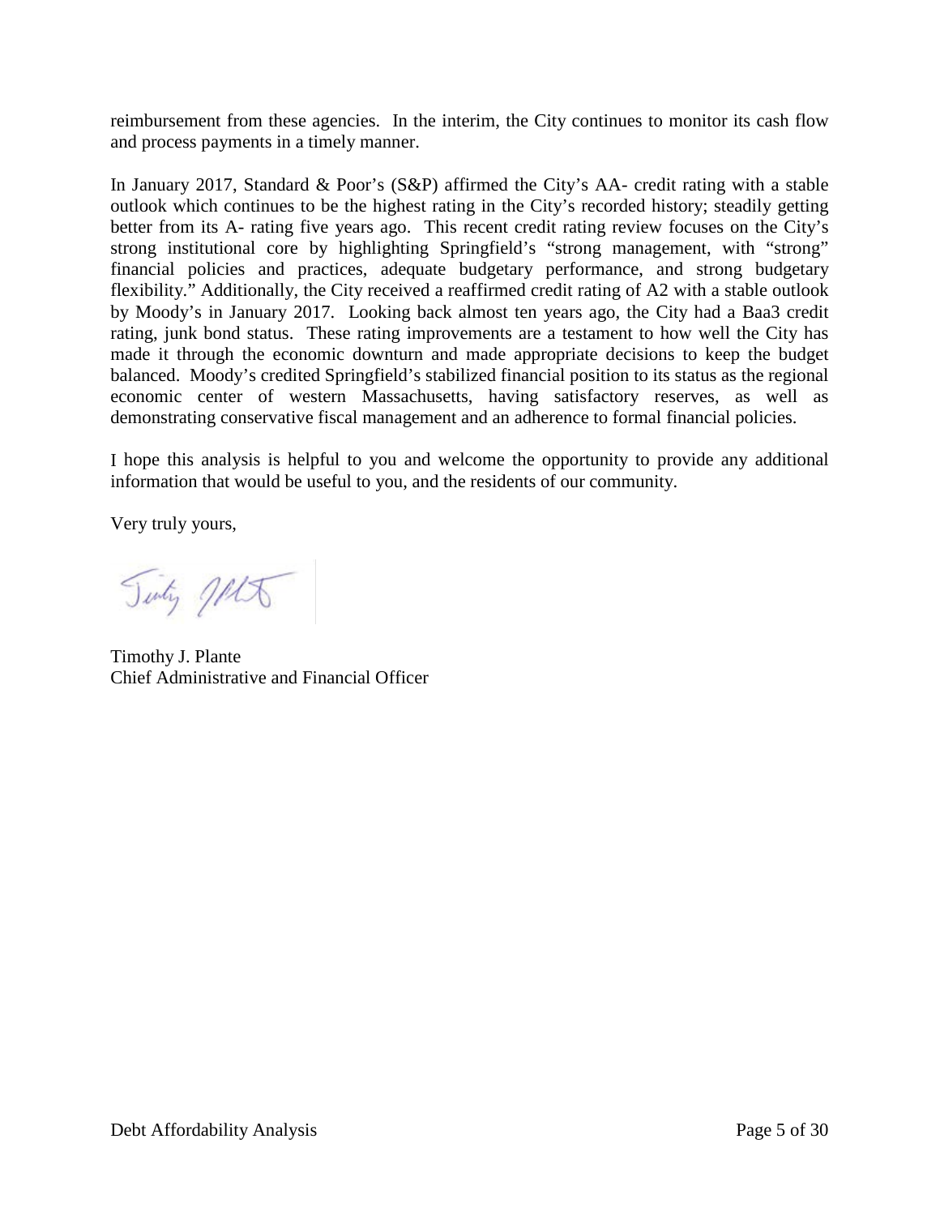reimbursement from these agencies. In the interim, the City continues to monitor its cash flow and process payments in a timely manner.

In January 2017, Standard & Poor's (S&P) affirmed the City's AA- credit rating with a stable outlook which continues to be the highest rating in the City's recorded history; steadily getting better from its A- rating five years ago. This recent credit rating review focuses on the City's strong institutional core by highlighting Springfield's "strong management, with "strong" financial policies and practices, adequate budgetary performance, and strong budgetary flexibility." Additionally, the City received a reaffirmed credit rating of A2 with a stable outlook by Moody's in January 2017. Looking back almost ten years ago, the City had a Baa3 credit rating, junk bond status. These rating improvements are a testament to how well the City has made it through the economic downturn and made appropriate decisions to keep the budget balanced. Moody's credited Springfield's stabilized financial position to its status as the regional economic center of western Massachusetts, having satisfactory reserves, as well as demonstrating conservative fiscal management and an adherence to formal financial policies.

I hope this analysis is helpful to you and welcome the opportunity to provide any additional information that would be useful to you, and the residents of our community.

Very truly yours,

Timothy J. Plante
Chief Administrative and Financial Officer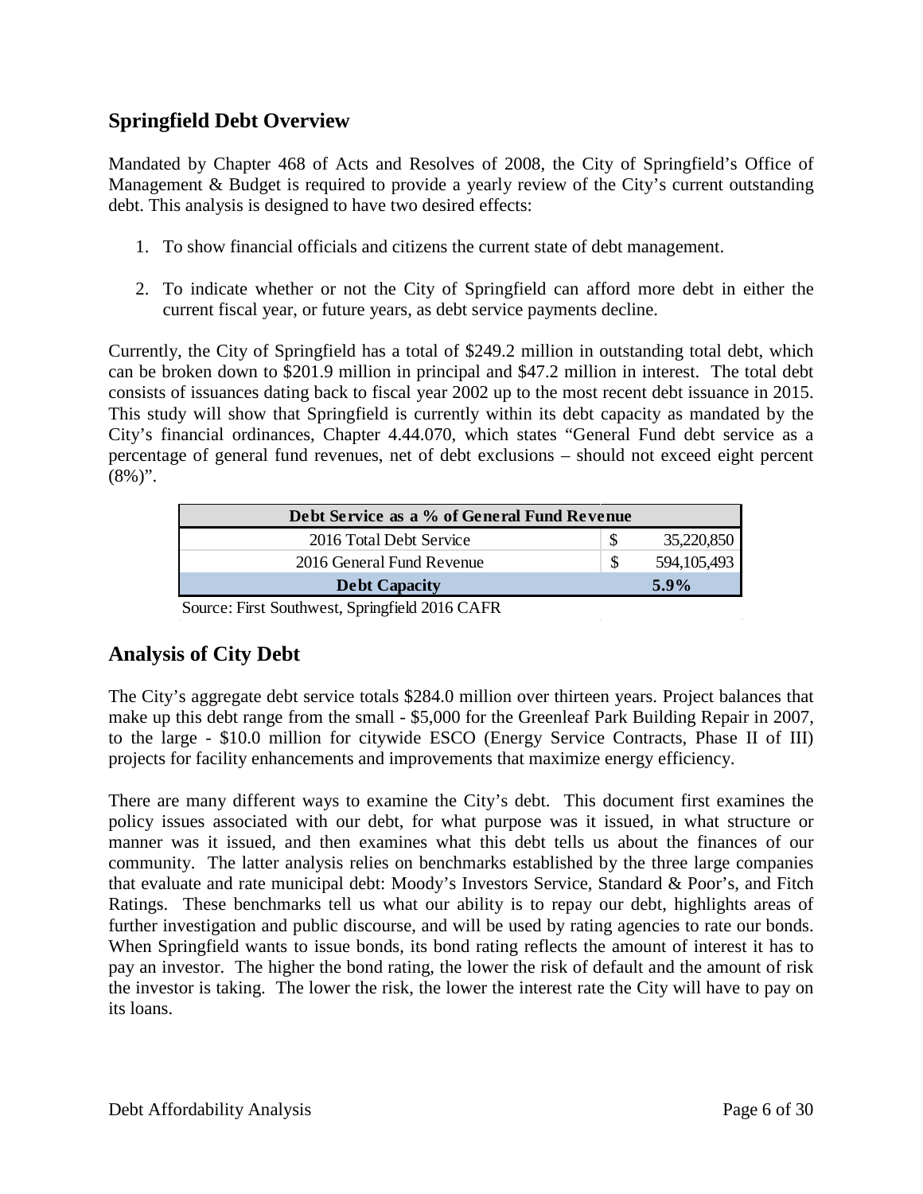## Springfield Debt Overview

Mandated by Chapter 468 of Acts and Resolves of 2008, the City of Springfield's Office of Management & Budget is required to provide a yearly review of the City's current outstanding debt. This analysis is designed to have two desired effects:

1. To show financial officials and citizens the current state of debt management.
2. To indicate whether or not the City of Springfield can afford more debt in either the current fiscal year, or future years, as debt service payments decline.

Currently, the City of Springfield has a total of $249.2 million in outstanding total debt, which can be broken down to $201.9 million in principal and $47.2 million in interest. The total debt consists of issuances dating back to fiscal year 2002 up to the most recent debt issuance in 2015. This study will show that Springfield is currently within its debt capacity as mandated by the City's financial ordinances, Chapter 4.44.070, which states "General Fund debt service as a percentage of general fund revenues, net of debt exclusions – should not exceed eight percent (8%)".

| Debt Service as a % of General Fund Revenue | | |
|---|---|---|
| 2016 Total Debt Service | $ | 35,220,850 |
| 2016 General Fund Revenue | $ | 594,105,493 |
| **Debt Capacity** | | **5.9%** |

Source: First Southwest, Springfield 2016 CAFR

## Analysis of City Debt

The City's aggregate debt service totals $284.0 million over thirteen years. Project balances that make up this debt range from the small - $5,000 for the Greenleaf Park Building Repair in 2007, to the large - $10.0 million for citywide ESCO (Energy Service Contracts, Phase II of III) projects for facility enhancements and improvements that maximize energy efficiency.

There are many different ways to examine the City's debt. This document first examines the policy issues associated with our debt, for what purpose was it issued, in what structure or manner was it issued, and then examines what this debt tells us about the finances of our community. The latter analysis relies on benchmarks established by the three large companies that evaluate and rate municipal debt: Moody's Investors Service, Standard & Poor's, and Fitch Ratings. These benchmarks tell us what our ability is to repay our debt, highlights areas of further investigation and public discourse, and will be used by rating agencies to rate our bonds. When Springfield wants to issue bonds, its bond rating reflects the amount of interest it has to pay an investor. The higher the bond rating, the lower the risk of default and the amount of risk the investor is taking. The lower the risk, the lower the interest rate the City will have to pay on its loans.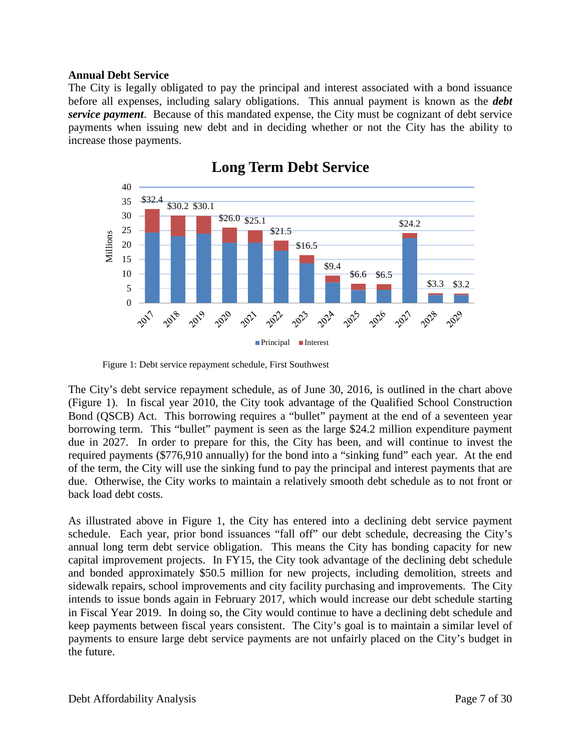**Annual Debt Service**

The City is legally obligated to pay the principal and interest associated with a bond issuance before all expenses, including salary obligations. This annual payment is known as the ***debt service payment***. Because of this mandated expense, the City must be cognizant of debt service payments when issuing new debt and in deciding whether or not the City has the ability to increase those payments.

**Long Term Debt Service**

| Year | Total (Millions) |
|---|---|
| 2017 | $32.4 |
| 2018 | $30.2 |
| 2019 | $30.1 |
| 2020 | $26.0 |
| 2021 | $25.1 |
| 2022 | $21.5 |
| 2023 | $16.5 |
| 2024 | $9.4 |
| 2025 | $6.6 |
| 2026 | $6.5 |
| 2027 | $24.2 |
| 2028 | $3.3 |
| 2029 | $3.2 |

Figure 1: Debt service repayment schedule, First Southwest

The City's debt service repayment schedule, as of June 30, 2016, is outlined in the chart above (Figure 1). In fiscal year 2010, the City took advantage of the Qualified School Construction Bond (QSCB) Act. This borrowing requires a "bullet" payment at the end of a seventeen year borrowing term. This "bullet" payment is seen as the large $24.2 million expenditure payment due in 2027. In order to prepare for this, the City has been, and will continue to invest the required payments ($776,910 annually) for the bond into a "sinking fund" each year. At the end of the term, the City will use the sinking fund to pay the principal and interest payments that are due. Otherwise, the City works to maintain a relatively smooth debt schedule as to not front or back load debt costs.

As illustrated above in Figure 1, the City has entered into a declining debt service payment schedule. Each year, prior bond issuances "fall off" our debt schedule, decreasing the City's annual long term debt service obligation. This means the City has bonding capacity for new capital improvement projects. In FY15, the City took advantage of the declining debt schedule and bonded approximately $50.5 million for new projects, including demolition, streets and sidewalk repairs, school improvements and city facility purchasing and improvements. The City intends to issue bonds again in February 2017, which would increase our debt schedule starting in Fiscal Year 2019. In doing so, the City would continue to have a declining debt schedule and keep payments between fiscal years consistent. The City's goal is to maintain a similar level of payments to ensure large debt service payments are not unfairly placed on the City's budget in the future.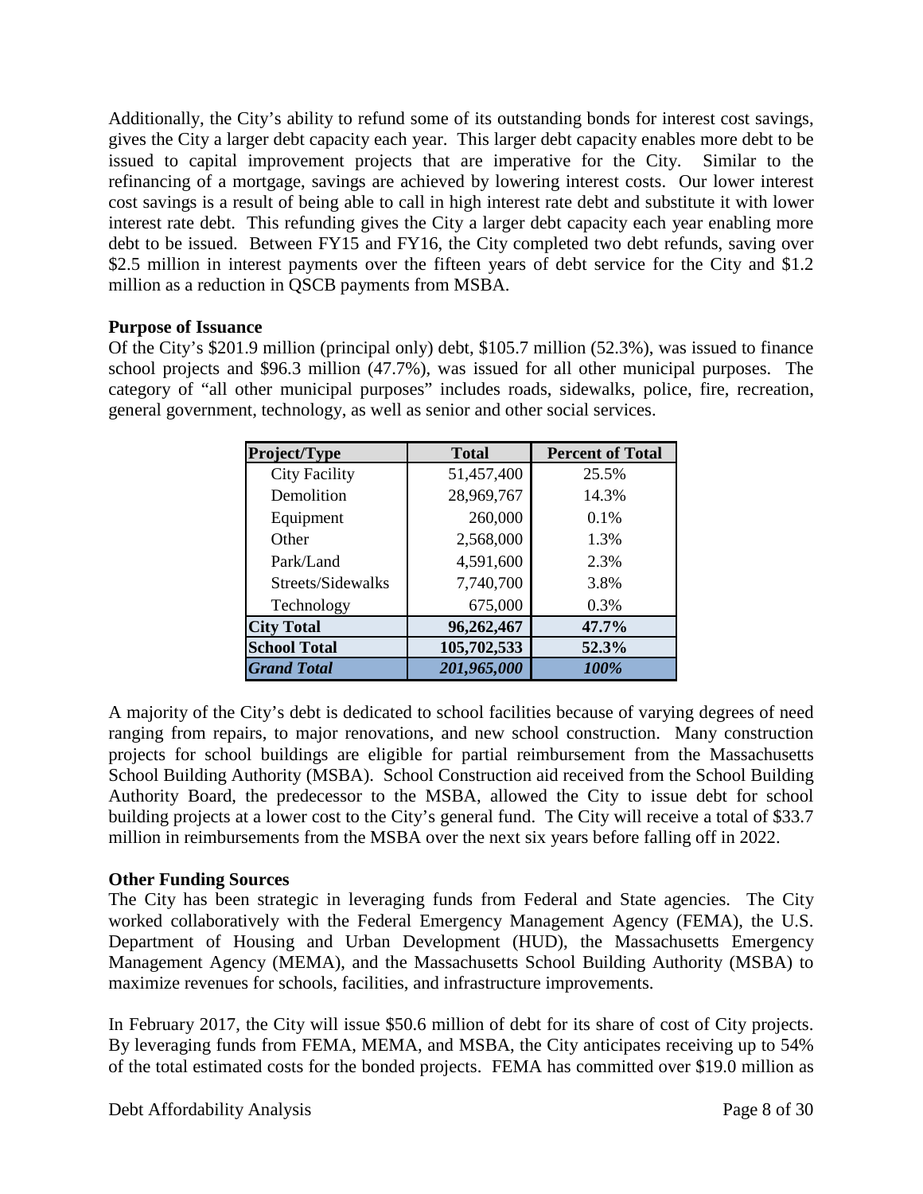Additionally, the City's ability to refund some of its outstanding bonds for interest cost savings, gives the City a larger debt capacity each year. This larger debt capacity enables more debt to be issued to capital improvement projects that are imperative for the City. Similar to the refinancing of a mortgage, savings are achieved by lowering interest costs. Our lower interest cost savings is a result of being able to call in high interest rate debt and substitute it with lower interest rate debt. This refunding gives the City a larger debt capacity each year enabling more debt to be issued. Between FY15 and FY16, the City completed two debt refunds, saving over \$2.5 million in interest payments over the fifteen years of debt service for the City and \$1.2 million as a reduction in QSCB payments from MSBA.

**Purpose of Issuance**

Of the City's \$201.9 million (principal only) debt, \$105.7 million (52.3%), was issued to finance school projects and \$96.3 million (47.7%), was issued for all other municipal purposes. The category of "all other municipal purposes" includes roads, sidewalks, police, fire, recreation, general government, technology, as well as senior and other social services.

| Project/Type | Total | Percent of Total |
|---|---|---|
| City Facility | 51,457,400 | 25.5% |
| Demolition | 28,969,767 | 14.3% |
| Equipment | 260,000 | 0.1% |
| Other | 2,568,000 | 1.3% |
| Park/Land | 4,591,600 | 2.3% |
| Streets/Sidewalks | 7,740,700 | 3.8% |
| Technology | 675,000 | 0.3% |
| **City Total** | **96,262,467** | **47.7%** |
| **School Total** | **105,702,533** | **52.3%** |
| ***Grand Total*** | ***201,965,000*** | ***100%*** |

A majority of the City's debt is dedicated to school facilities because of varying degrees of need ranging from repairs, to major renovations, and new school construction. Many construction projects for school buildings are eligible for partial reimbursement from the Massachusetts School Building Authority (MSBA). School Construction aid received from the School Building Authority Board, the predecessor to the MSBA, allowed the City to issue debt for school building projects at a lower cost to the City's general fund. The City will receive a total of \$33.7 million in reimbursements from the MSBA over the next six years before falling off in 2022.

**Other Funding Sources**

The City has been strategic in leveraging funds from Federal and State agencies. The City worked collaboratively with the Federal Emergency Management Agency (FEMA), the U.S. Department of Housing and Urban Development (HUD), the Massachusetts Emergency Management Agency (MEMA), and the Massachusetts School Building Authority (MSBA) to maximize revenues for schools, facilities, and infrastructure improvements.

In February 2017, the City will issue \$50.6 million of debt for its share of cost of City projects. By leveraging funds from FEMA, MEMA, and MSBA, the City anticipates receiving up to 54% of the total estimated costs for the bonded projects. FEMA has committed over \$19.0 million as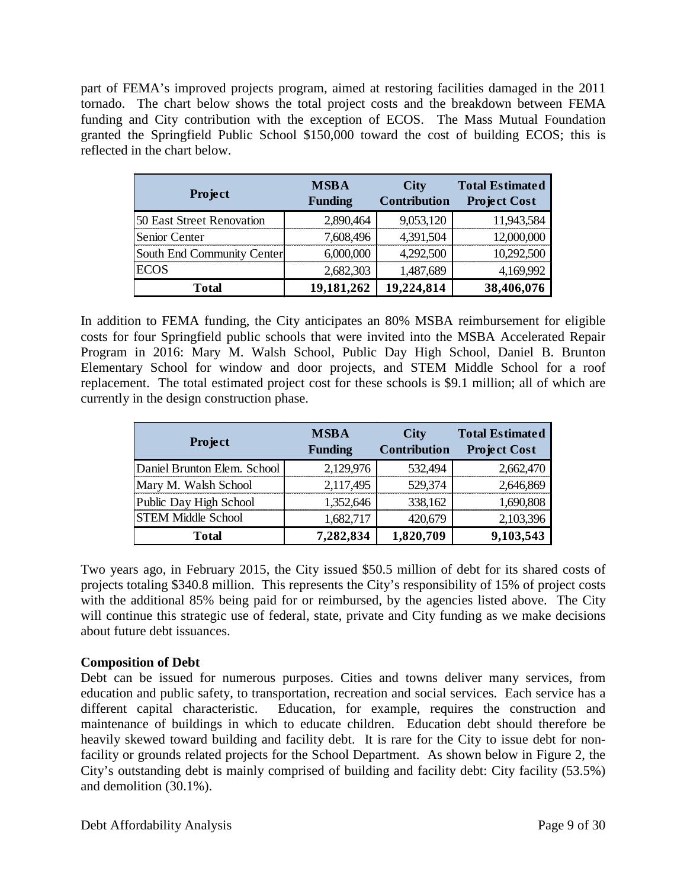part of FEMA's improved projects program, aimed at restoring facilities damaged in the 2011 tornado. The chart below shows the total project costs and the breakdown between FEMA funding and City contribution with the exception of ECOS. The Mass Mutual Foundation granted the Springfield Public School $150,000 toward the cost of building ECOS; this is reflected in the chart below.

| Project | MSBA Funding | City Contribution | Total Estimated Project Cost |
|---|---|---|---|
| 50 East Street Renovation | 2,890,464 | 9,053,120 | 11,943,584 |
| Senior Center | 7,608,496 | 4,391,504 | 12,000,000 |
| South End Community Center | 6,000,000 | 4,292,500 | 10,292,500 |
| ECOS | 2,682,303 | 1,487,689 | 4,169,992 |
| **Total** | **19,181,262** | **19,224,814** | **38,406,076** |

In addition to FEMA funding, the City anticipates an 80% MSBA reimbursement for eligible costs for four Springfield public schools that were invited into the MSBA Accelerated Repair Program in 2016: Mary M. Walsh School, Public Day High School, Daniel B. Brunton Elementary School for window and door projects, and STEM Middle School for a roof replacement. The total estimated project cost for these schools is $9.1 million; all of which are currently in the design construction phase.

| Project | MSBA Funding | City Contribution | Total Estimated Project Cost |
|---|---|---|---|
| Daniel Brunton Elem. School | 2,129,976 | 532,494 | 2,662,470 |
| Mary M. Walsh School | 2,117,495 | 529,374 | 2,646,869 |
| Public Day High School | 1,352,646 | 338,162 | 1,690,808 |
| STEM Middle School | 1,682,717 | 420,679 | 2,103,396 |
| **Total** | **7,282,834** | **1,820,709** | **9,103,543** |

Two years ago, in February 2015, the City issued $50.5 million of debt for its shared costs of projects totaling $340.8 million. This represents the City's responsibility of 15% of project costs with the additional 85% being paid for or reimbursed, by the agencies listed above. The City will continue this strategic use of federal, state, private and City funding as we make decisions about future debt issuances.

**Composition of Debt**

Debt can be issued for numerous purposes. Cities and towns deliver many services, from education and public safety, to transportation, recreation and social services. Each service has a different capital characteristic. Education, for example, requires the construction and maintenance of buildings in which to educate children. Education debt should therefore be heavily skewed toward building and facility debt. It is rare for the City to issue debt for non-facility or grounds related projects for the School Department. As shown below in Figure 2, the City's outstanding debt is mainly comprised of building and facility debt: City facility (53.5%) and demolition (30.1%).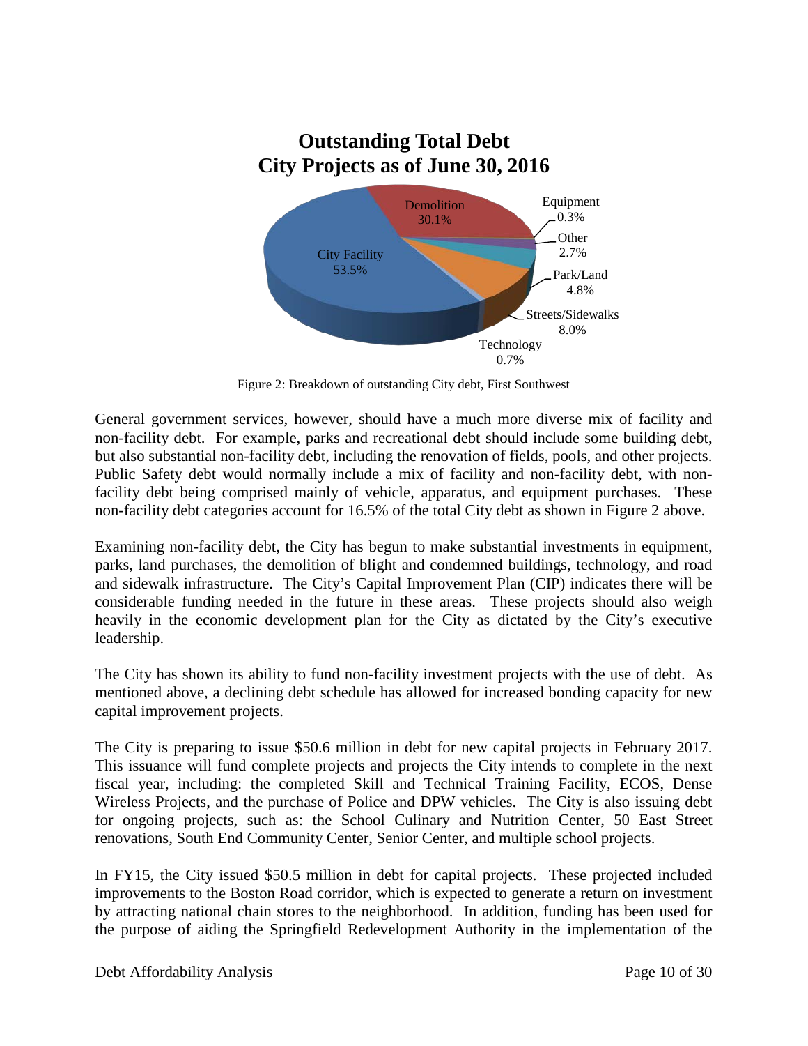**Outstanding Total Debt**
**City Projects as of June 30, 2016**

| Category | Share |
|---|---|
| City Facility | 53.5% |
| Demolition | 30.1% |
| Equipment | 0.3% |
| Other | 2.7% |
| Park/Land | 4.8% |
| Streets/Sidewalks | 8.0% |
| Technology | 0.7% |

Figure 2: Breakdown of outstanding City debt, First Southwest

General government services, however, should have a much more diverse mix of facility and non-facility debt. For example, parks and recreational debt should include some building debt, but also substantial non-facility debt, including the renovation of fields, pools, and other projects. Public Safety debt would normally include a mix of facility and non-facility debt, with non-facility debt being comprised mainly of vehicle, apparatus, and equipment purchases. These non-facility debt categories account for 16.5% of the total City debt as shown in Figure 2 above.

Examining non-facility debt, the City has begun to make substantial investments in equipment, parks, land purchases, the demolition of blight and condemned buildings, technology, and road and sidewalk infrastructure. The City's Capital Improvement Plan (CIP) indicates there will be considerable funding needed in the future in these areas. These projects should also weigh heavily in the economic development plan for the City as dictated by the City's executive leadership.

The City has shown its ability to fund non-facility investment projects with the use of debt. As mentioned above, a declining debt schedule has allowed for increased bonding capacity for new capital improvement projects.

The City is preparing to issue $50.6 million in debt for new capital projects in February 2017. This issuance will fund complete projects and projects the City intends to complete in the next fiscal year, including: the completed Skill and Technical Training Facility, ECOS, Dense Wireless Projects, and the purchase of Police and DPW vehicles. The City is also issuing debt for ongoing projects, such as: the School Culinary and Nutrition Center, 50 East Street renovations, South End Community Center, Senior Center, and multiple school projects.

In FY15, the City issued $50.5 million in debt for capital projects. These projected included improvements to the Boston Road corridor, which is expected to generate a return on investment by attracting national chain stores to the neighborhood. In addition, funding has been used for the purpose of aiding the Springfield Redevelopment Authority in the implementation of the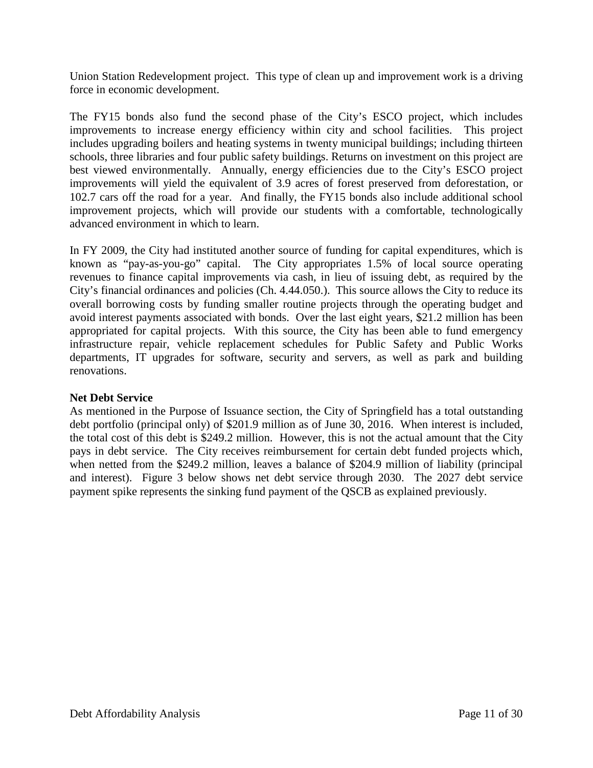Union Station Redevelopment project. This type of clean up and improvement work is a driving force in economic development.

The FY15 bonds also fund the second phase of the City's ESCO project, which includes improvements to increase energy efficiency within city and school facilities. This project includes upgrading boilers and heating systems in twenty municipal buildings; including thirteen schools, three libraries and four public safety buildings. Returns on investment on this project are best viewed environmentally. Annually, energy efficiencies due to the City's ESCO project improvements will yield the equivalent of 3.9 acres of forest preserved from deforestation, or 102.7 cars off the road for a year. And finally, the FY15 bonds also include additional school improvement projects, which will provide our students with a comfortable, technologically advanced environment in which to learn.

In FY 2009, the City had instituted another source of funding for capital expenditures, which is known as "pay-as-you-go" capital. The City appropriates 1.5% of local source operating revenues to finance capital improvements via cash, in lieu of issuing debt, as required by the City's financial ordinances and policies (Ch. 4.44.050.). This source allows the City to reduce its overall borrowing costs by funding smaller routine projects through the operating budget and avoid interest payments associated with bonds. Over the last eight years, $21.2 million has been appropriated for capital projects. With this source, the City has been able to fund emergency infrastructure repair, vehicle replacement schedules for Public Safety and Public Works departments, IT upgrades for software, security and servers, as well as park and building renovations.

**Net Debt Service**

As mentioned in the Purpose of Issuance section, the City of Springfield has a total outstanding debt portfolio (principal only) of $201.9 million as of June 30, 2016. When interest is included, the total cost of this debt is $249.2 million. However, this is not the actual amount that the City pays in debt service. The City receives reimbursement for certain debt funded projects which, when netted from the $249.2 million, leaves a balance of $204.9 million of liability (principal and interest). Figure 3 below shows net debt service through 2030. The 2027 debt service payment spike represents the sinking fund payment of the QSCB as explained previously.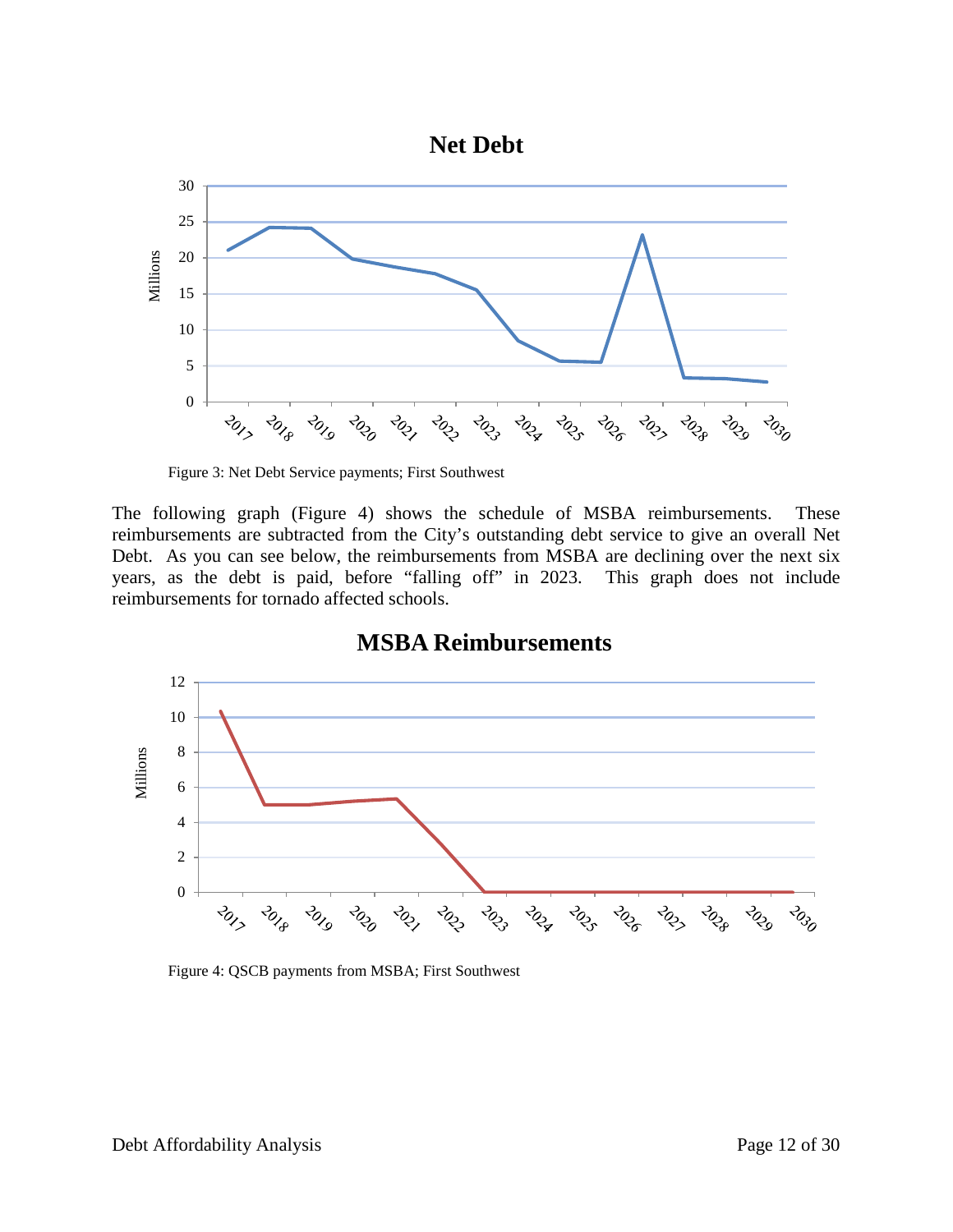**Net Debt**

Figure 3: Net Debt Service payments; First Southwest

The following graph (Figure 4) shows the schedule of MSBA reimbursements. These reimbursements are subtracted from the City's outstanding debt service to give an overall Net Debt. As you can see below, the reimbursements from MSBA are declining over the next six years, as the debt is paid, before "falling off" in 2023. This graph does not include reimbursements for tornado affected schools.

**MSBA Reimbursements**

Figure 4: QSCB payments from MSBA; First Southwest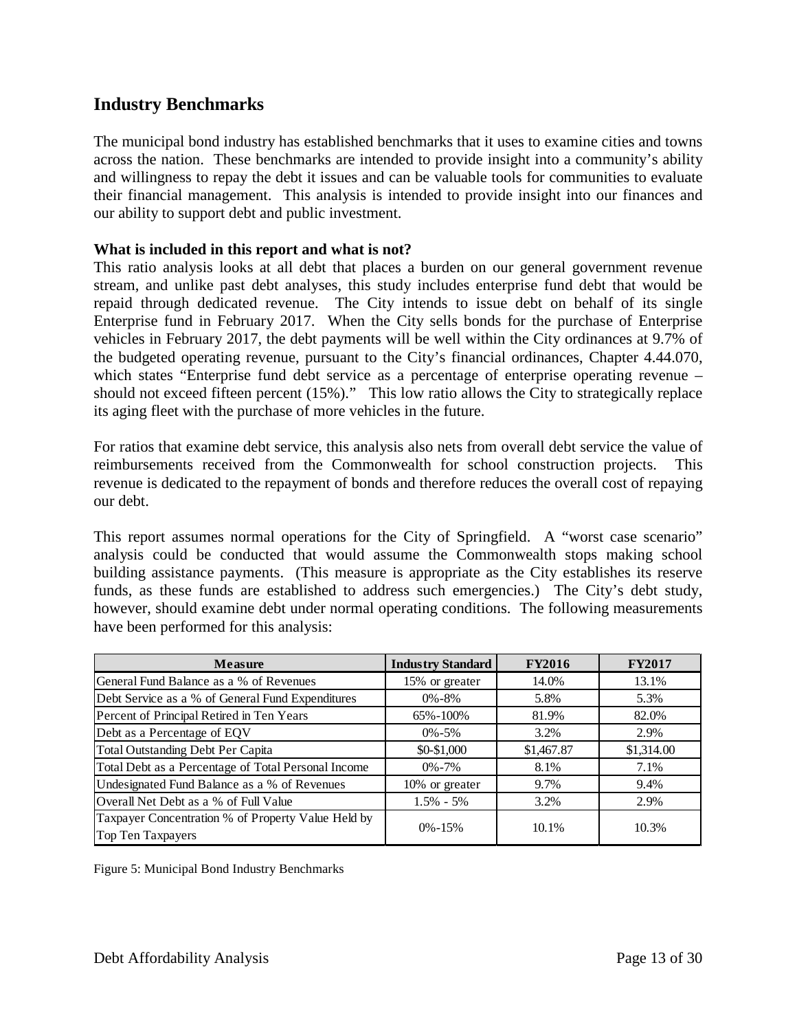## Industry Benchmarks

The municipal bond industry has established benchmarks that it uses to examine cities and towns across the nation. These benchmarks are intended to provide insight into a community's ability and willingness to repay the debt it issues and can be valuable tools for communities to evaluate their financial management. This analysis is intended to provide insight into our finances and our ability to support debt and public investment.

**What is included in this report and what is not?**

This ratio analysis looks at all debt that places a burden on our general government revenue stream, and unlike past debt analyses, this study includes enterprise fund debt that would be repaid through dedicated revenue. The City intends to issue debt on behalf of its single Enterprise fund in February 2017. When the City sells bonds for the purchase of Enterprise vehicles in February 2017, the debt payments will be well within the City ordinances at 9.7% of the budgeted operating revenue, pursuant to the City's financial ordinances, Chapter 4.44.070, which states "Enterprise fund debt service as a percentage of enterprise operating revenue – should not exceed fifteen percent (15%)." This low ratio allows the City to strategically replace its aging fleet with the purchase of more vehicles in the future.

For ratios that examine debt service, this analysis also nets from overall debt service the value of reimbursements received from the Commonwealth for school construction projects. This revenue is dedicated to the repayment of bonds and therefore reduces the overall cost of repaying our debt.

This report assumes normal operations for the City of Springfield. A "worst case scenario" analysis could be conducted that would assume the Commonwealth stops making school building assistance payments. (This measure is appropriate as the City establishes its reserve funds, as these funds are established to address such emergencies.) The City's debt study, however, should examine debt under normal operating conditions. The following measurements have been performed for this analysis:

| Measure | Industry Standard | FY2016 | FY2017 |
|---|---|---|---|
| General Fund Balance as a % of Revenues | 15% or greater | 14.0% | 13.1% |
| Debt Service as a % of General Fund Expenditures | 0%-8% | 5.8% | 5.3% |
| Percent of Principal Retired in Ten Years | 65%-100% | 81.9% | 82.0% |
| Debt as a Percentage of EQV | 0%-5% | 3.2% | 2.9% |
| Total Outstanding Debt Per Capita | $0-$1,000 | $1,467.87 | $1,314.00 |
| Total Debt as a Percentage of Total Personal Income | 0%-7% | 8.1% | 7.1% |
| Undesignated Fund Balance as a % of Revenues | 10% or greater | 9.7% | 9.4% |
| Overall Net Debt as a % of Full Value | 1.5% - 5% | 3.2% | 2.9% |
| Taxpayer Concentration % of Property Value Held by Top Ten Taxpayers | 0%-15% | 10.1% | 10.3% |

Figure 5: Municipal Bond Industry Benchmarks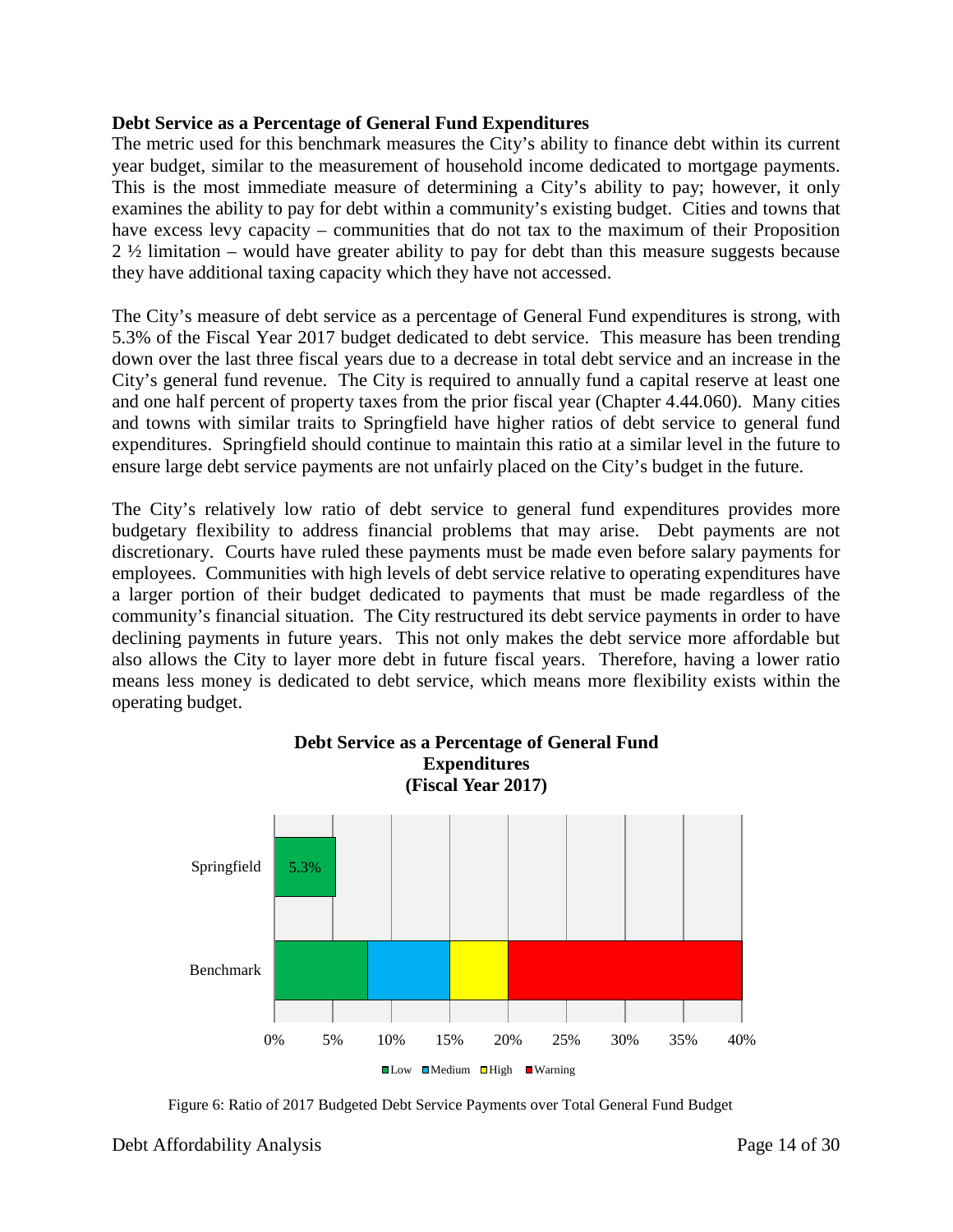### Debt Service as a Percentage of General Fund Expenditures

The metric used for this benchmark measures the City's ability to finance debt within its current year budget, similar to the measurement of household income dedicated to mortgage payments. This is the most immediate measure of determining a City's ability to pay; however, it only examines the ability to pay for debt within a community's existing budget. Cities and towns that have excess levy capacity – communities that do not tax to the maximum of their Proposition 2 ½ limitation – would have greater ability to pay for debt than this measure suggests because they have additional taxing capacity which they have not accessed.

The City's measure of debt service as a percentage of General Fund expenditures is strong, with 5.3% of the Fiscal Year 2017 budget dedicated to debt service. This measure has been trending down over the last three fiscal years due to a decrease in total debt service and an increase in the City's general fund revenue. The City is required to annually fund a capital reserve at least one and one half percent of property taxes from the prior fiscal year (Chapter 4.44.060). Many cities and towns with similar traits to Springfield have higher ratios of debt service to general fund expenditures. Springfield should continue to maintain this ratio at a similar level in the future to ensure large debt service payments are not unfairly placed on the City's budget in the future.

The City's relatively low ratio of debt service to general fund expenditures provides more budgetary flexibility to address financial problems that may arise. Debt payments are not discretionary. Courts have ruled these payments must be made even before salary payments for employees. Communities with high levels of debt service relative to operating expenditures have a larger portion of their budget dedicated to payments that must be made regardless of the community's financial situation. The City restructured its debt service payments in order to have declining payments in future years. This not only makes the debt service more affordable but also allows the City to layer more debt in future fiscal years. Therefore, having a lower ratio means less money is dedicated to debt service, which means more flexibility exists within the operating budget.

**Debt Service as a Percentage of General Fund Expenditures (Fiscal Year 2017)**

| | Value / Range |
|---|---|
| Springfield | 5.3% |
| Benchmark – Low | 0% – 8% |
| Benchmark – Medium | 8% – 15% |
| Benchmark – High | 15% – 20% |
| Benchmark – Warning | 20% – 40% |

Figure 6: Ratio of 2017 Budgeted Debt Service Payments over Total General Fund Budget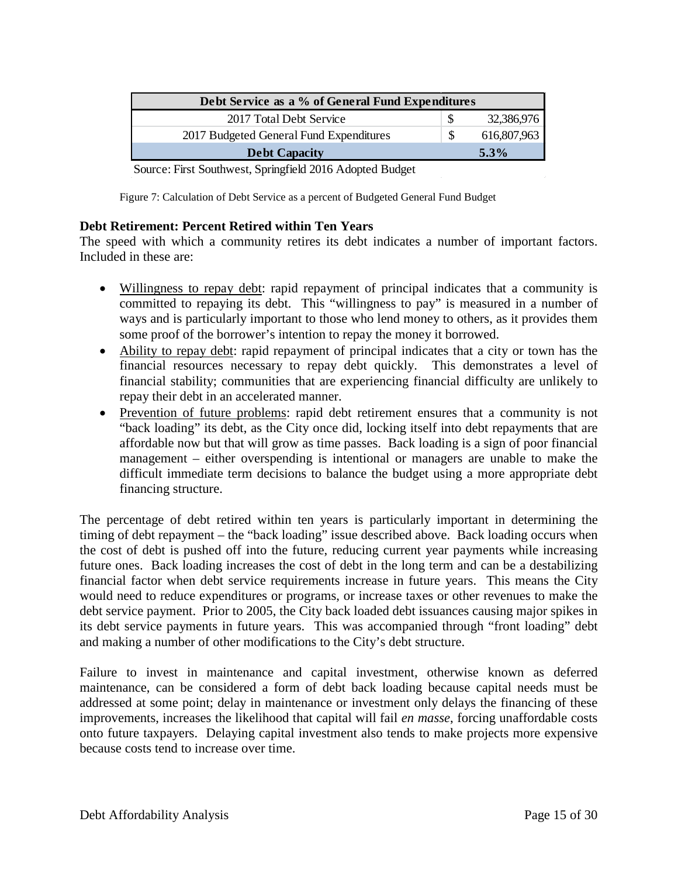| Debt Service as a % of General Fund Expenditures | | |
|---|---|---|
| 2017 Total Debt Service | $ | 32,386,976 |
| 2017 Budgeted General Fund Expenditures | $ | 616,807,963 |
| **Debt Capacity** | | **5.3%** |

Source: First Southwest, Springfield 2016 Adopted Budget

Figure 7: Calculation of Debt Service as a percent of Budgeted General Fund Budget

**Debt Retirement: Percent Retired within Ten Years**

The speed with which a community retires its debt indicates a number of important factors. Included in these are:

- Willingness to repay debt: rapid repayment of principal indicates that a community is committed to repaying its debt. This "willingness to pay" is measured in a number of ways and is particularly important to those who lend money to others, as it provides them some proof of the borrower's intention to repay the money it borrowed.
- Ability to repay debt: rapid repayment of principal indicates that a city or town has the financial resources necessary to repay debt quickly. This demonstrates a level of financial stability; communities that are experiencing financial difficulty are unlikely to repay their debt in an accelerated manner.
- Prevention of future problems: rapid debt retirement ensures that a community is not "back loading" its debt, as the City once did, locking itself into debt repayments that are affordable now but that will grow as time passes. Back loading is a sign of poor financial management – either overspending is intentional or managers are unable to make the difficult immediate term decisions to balance the budget using a more appropriate debt financing structure.

The percentage of debt retired within ten years is particularly important in determining the timing of debt repayment – the "back loading" issue described above. Back loading occurs when the cost of debt is pushed off into the future, reducing current year payments while increasing future ones. Back loading increases the cost of debt in the long term and can be a destabilizing financial factor when debt service requirements increase in future years. This means the City would need to reduce expenditures or programs, or increase taxes or other revenues to make the debt service payment. Prior to 2005, the City back loaded debt issuances causing major spikes in its debt service payments in future years. This was accompanied through "front loading" debt and making a number of other modifications to the City's debt structure.

Failure to invest in maintenance and capital investment, otherwise known as deferred maintenance, can be considered a form of debt back loading because capital needs must be addressed at some point; delay in maintenance or investment only delays the financing of these improvements, increases the likelihood that capital will fail *en masse*, forcing unaffordable costs onto future taxpayers. Delaying capital investment also tends to make projects more expensive because costs tend to increase over time.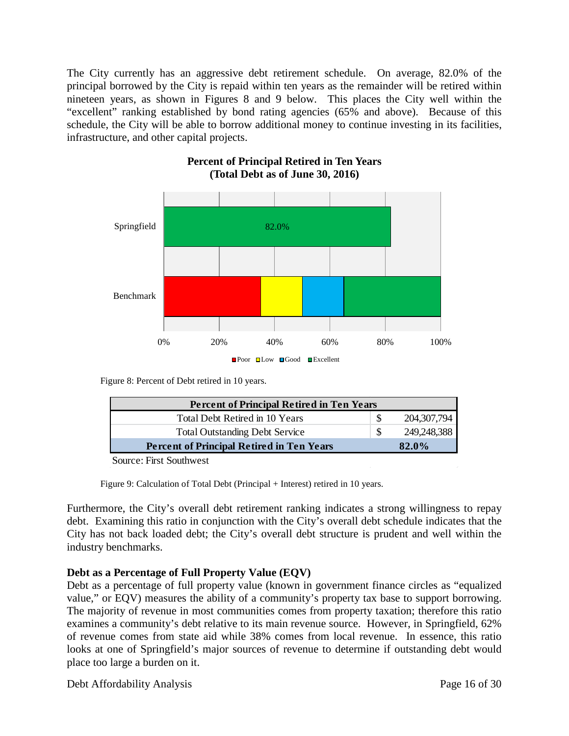The City currently has an aggressive debt retirement schedule. On average, 82.0% of the principal borrowed by the City is repaid within ten years as the remainder will be retired within nineteen years, as shown in Figures 8 and 9 below. This places the City well within the "excellent" ranking established by bond rating agencies (65% and above). Because of this schedule, the City will be able to borrow additional money to continue investing in its facilities, infrastructure, and other capital projects.

**Percent of Principal Retired in Ten Years**
**(Total Debt as of June 30, 2016)**

Springfield: 82.0%

Benchmark: Poor, Low, Good, Excellent

0% 20% 40% 60% 80% 100%

Figure 8: Percent of Debt retired in 10 years.

| Percent of Principal Retired in Ten Years | | |
|---|---|---|
| Total Debt Retired in 10 Years | $ | 204,307,794 |
| Total Outstanding Debt Service | $ | 249,248,388 |
| **Percent of Principal Retired in Ten Years** | | **82.0%** |

Source: First Southwest

Figure 9: Calculation of Total Debt (Principal + Interest) retired in 10 years.

Furthermore, the City's overall debt retirement ranking indicates a strong willingness to repay debt. Examining this ratio in conjunction with the City's overall debt schedule indicates that the City has not back loaded debt; the City's overall debt structure is prudent and well within the industry benchmarks.

**Debt as a Percentage of Full Property Value (EQV)**

Debt as a percentage of full property value (known in government finance circles as "equalized value," or EQV) measures the ability of a community's property tax base to support borrowing. The majority of revenue in most communities comes from property taxation; therefore this ratio examines a community's debt relative to its main revenue source. However, in Springfield, 62% of revenue comes from state aid while 38% comes from local revenue. In essence, this ratio looks at one of Springfield's major sources of revenue to determine if outstanding debt would place too large a burden on it.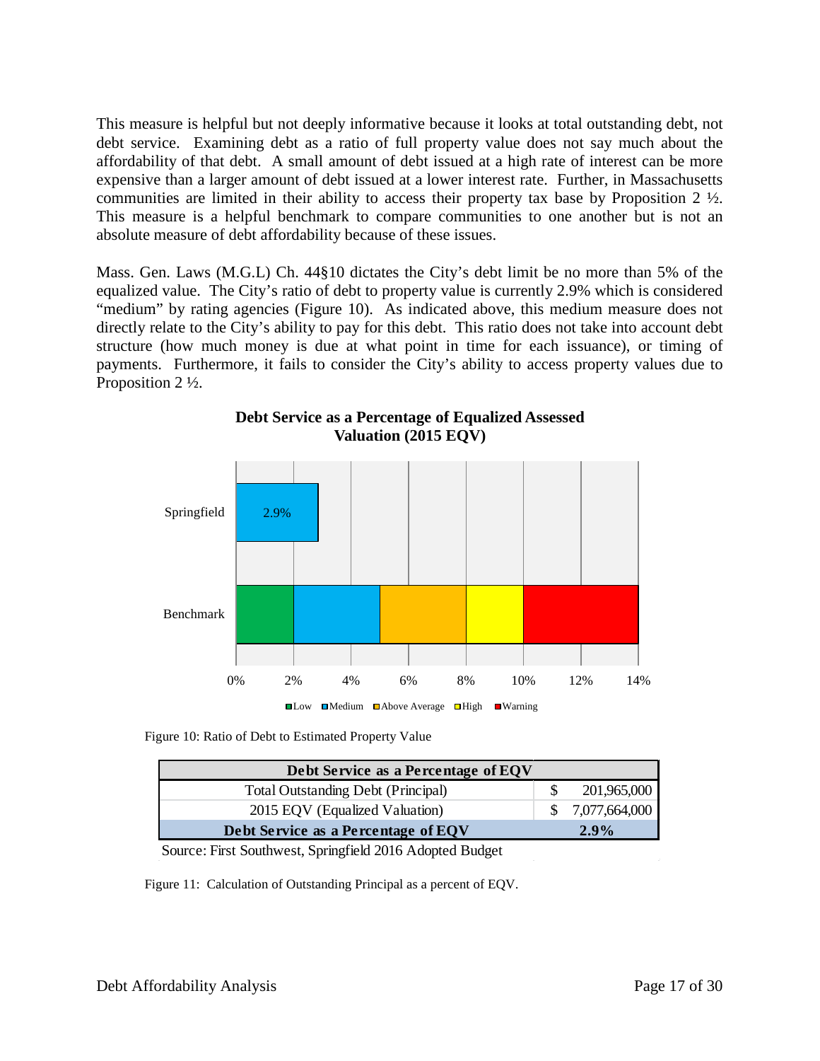This measure is helpful but not deeply informative because it looks at total outstanding debt, not debt service. Examining debt as a ratio of full property value does not say much about the affordability of that debt. A small amount of debt issued at a high rate of interest can be more expensive than a larger amount of debt issued at a lower interest rate. Further, in Massachusetts communities are limited in their ability to access their property tax base by Proposition 2 ½. This measure is a helpful benchmark to compare communities to one another but is not an absolute measure of debt affordability because of these issues.

Mass. Gen. Laws (M.G.L) Ch. 44§10 dictates the City's debt limit be no more than 5% of the equalized value. The City's ratio of debt to property value is currently 2.9% which is considered "medium" by rating agencies (Figure 10). As indicated above, this medium measure does not directly relate to the City's ability to pay for this debt. This ratio does not take into account debt structure (how much money is due at what point in time for each issuance), or timing of payments. Furthermore, it fails to consider the City's ability to access property values due to Proposition 2 ½.

**Debt Service as a Percentage of Equalized Assessed Valuation (2015 EQV)**

| | Value / Range |
|---|---|
| Springfield | 2.9% |
| Benchmark – Low | 0%–2% |
| Benchmark – Medium | 2%–5% |
| Benchmark – Above Average | 5%–8% |
| Benchmark – High | 8%–10% |
| Benchmark – Warning | 10%–14% |

Figure 10: Ratio of Debt to Estimated Property Value

| Debt Service as a Percentage of EQV | |
|---|---|
| Total Outstanding Debt (Principal) | $ 201,965,000 |
| 2015 EQV (Equalized Valuation) | $ 7,077,664,000 |
| **Debt Service as a Percentage of EQV** | **2.9%** |

Source: First Southwest, Springfield 2016 Adopted Budget

Figure 11: Calculation of Outstanding Principal as a percent of EQV.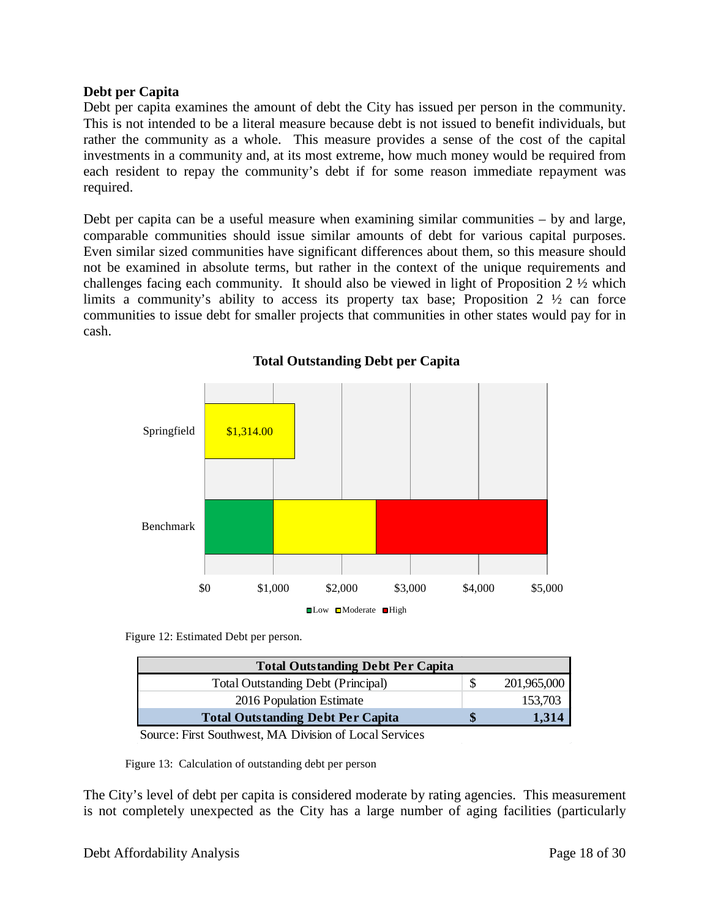**Debt per Capita**

Debt per capita examines the amount of debt the City has issued per person in the community. This is not intended to be a literal measure because debt is not issued to benefit individuals, but rather the community as a whole. This measure provides a sense of the cost of the capital investments in a community and, at its most extreme, how much money would be required from each resident to repay the community's debt if for some reason immediate repayment was required.

Debt per capita can be a useful measure when examining similar communities – by and large, comparable communities should issue similar amounts of debt for various capital purposes. Even similar sized communities have significant differences about them, so this measure should not be examined in absolute terms, but rather in the context of the unique requirements and challenges facing each community. It should also be viewed in light of Proposition 2 ½ which limits a community's ability to access its property tax base; Proposition 2 ½ can force communities to issue debt for smaller projects that communities in other states would pay for in cash.

**Total Outstanding Debt per Capita**

Springfield: $1,314.00

Benchmark: Low ($0–$1,000), Moderate ($1,000–$2,500), High ($2,500–$5,000)

Figure 12: Estimated Debt per person.

| Total Outstanding Debt Per Capita | | |
|---|---|---|
| Total Outstanding Debt (Principal) | $ | 201,965,000 |
| 2016 Population Estimate | | 153,703 |
| **Total Outstanding Debt Per Capita** | **$** | **1,314** |

Source: First Southwest, MA Division of Local Services

Figure 13: Calculation of outstanding debt per person

The City's level of debt per capita is considered moderate by rating agencies. This measurement is not completely unexpected as the City has a large number of aging facilities (particularly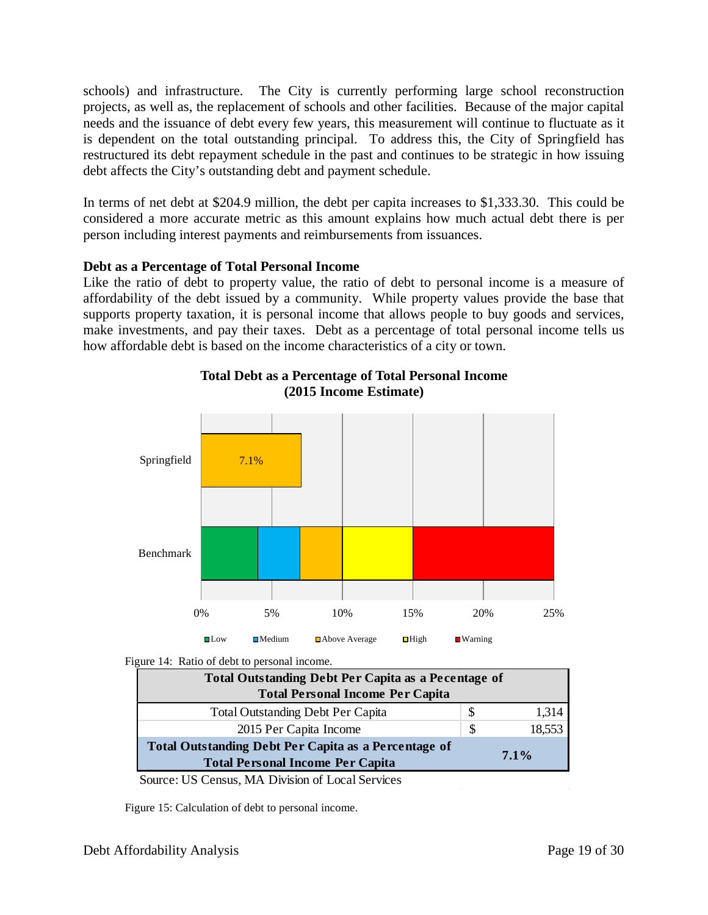schools) and infrastructure. The City is currently performing large school reconstruction projects, as well as, the replacement of schools and other facilities. Because of the major capital needs and the issuance of debt every few years, this measurement will continue to fluctuate as it is dependent on the total outstanding principal. To address this, the City of Springfield has restructured its debt repayment schedule in the past and continues to be strategic in how issuing debt affects the City's outstanding debt and payment schedule.

In terms of net debt at $204.9 million, the debt per capita increases to $1,333.30. This could be considered a more accurate metric as this amount explains how much actual debt there is per person including interest payments and reimbursements from issuances.

**Debt as a Percentage of Total Personal Income**

Like the ratio of debt to property value, the ratio of debt to personal income is a measure of affordability of the debt issued by a community. While property values provide the base that supports property taxation, it is personal income that allows people to buy goods and services, make investments, and pay their taxes. Debt as a percentage of total personal income tells us how affordable debt is based on the income characteristics of a city or town.

**Total Debt as a Percentage of Total Personal Income (2015 Income Estimate)**

| | Value |
|---|---|
| Springfield | 7.1% |
| Benchmark | Low: 0%–4%; Medium: 4%–7%; Above Average: 7%–10%; High: 10%–15%; Warning: 15%–25% |

Figure 14: Ratio of debt to personal income.

| Total Outstanding Debt Per Capita as a Pecentage of Total Personal Income Per Capita | | |
|---|---|---|
| Total Outstanding Debt Per Capita | $ | 1,314 |
| 2015 Per Capita Income | $ | 18,553 |
| **Total Outstanding Debt Per Capita as a Percentage of Total Personal Income Per Capita** | | **7.1%** |

Source: US Census, MA Division of Local Services

Figure 15: Calculation of debt to personal income.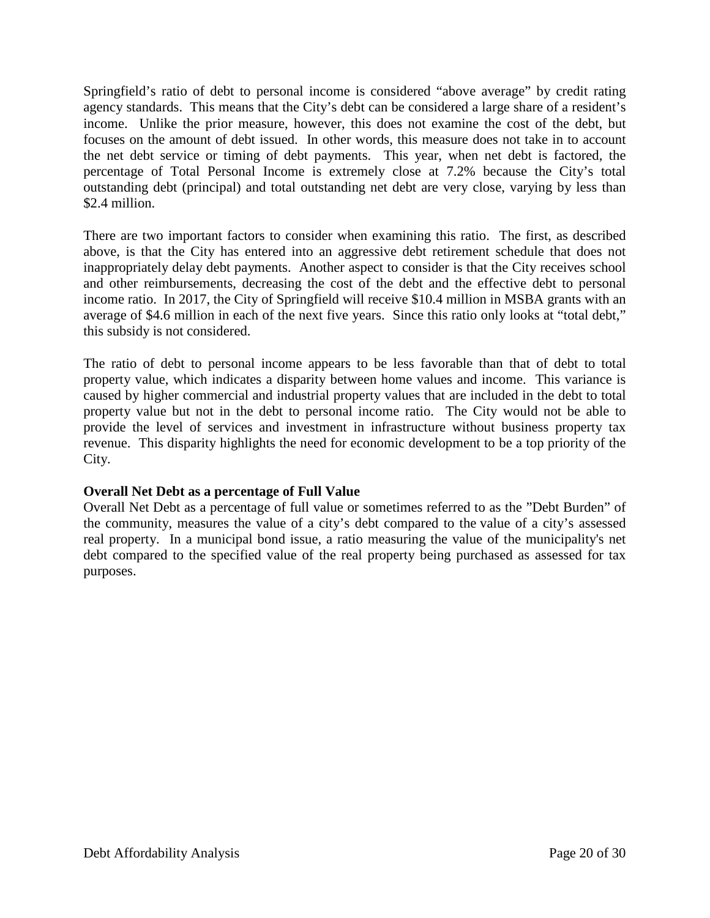Springfield's ratio of debt to personal income is considered "above average" by credit rating agency standards. This means that the City's debt can be considered a large share of a resident's income. Unlike the prior measure, however, this does not examine the cost of the debt, but focuses on the amount of debt issued. In other words, this measure does not take in to account the net debt service or timing of debt payments. This year, when net debt is factored, the percentage of Total Personal Income is extremely close at 7.2% because the City's total outstanding debt (principal) and total outstanding net debt are very close, varying by less than $2.4 million.

There are two important factors to consider when examining this ratio. The first, as described above, is that the City has entered into an aggressive debt retirement schedule that does not inappropriately delay debt payments. Another aspect to consider is that the City receives school and other reimbursements, decreasing the cost of the debt and the effective debt to personal income ratio. In 2017, the City of Springfield will receive $10.4 million in MSBA grants with an average of $4.6 million in each of the next five years. Since this ratio only looks at "total debt," this subsidy is not considered.

The ratio of debt to personal income appears to be less favorable than that of debt to total property value, which indicates a disparity between home values and income. This variance is caused by higher commercial and industrial property values that are included in the debt to total property value but not in the debt to personal income ratio. The City would not be able to provide the level of services and investment in infrastructure without business property tax revenue. This disparity highlights the need for economic development to be a top priority of the City.

**Overall Net Debt as a percentage of Full Value**

Overall Net Debt as a percentage of full value or sometimes referred to as the "Debt Burden" of the community, measures the value of a city's debt compared to the value of a city's assessed real property. In a municipal bond issue, a ratio measuring the value of the municipality's net debt compared to the specified value of the real property being purchased as assessed for tax purposes.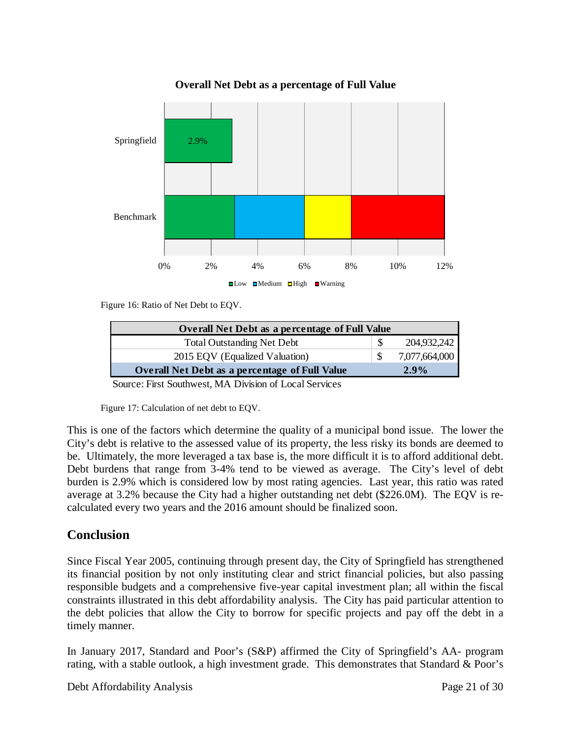**Overall Net Debt as a percentage of Full Value**

| | Value |
|---|---|
| Springfield | 2.9% |
| Benchmark | Low: 0%–3%; Medium: 3%–6%; High: 6%–8%; Warning: 8%–12% |

Figure 16: Ratio of Net Debt to EQV.

| Overall Net Debt as a percentage of Full Value | | |
|---|---|---|
| Total Outstanding Net Debt | $ | 204,932,242 |
| 2015 EQV (Equalized Valuation) | $ | 7,077,664,000 |
| **Overall Net Debt as a percentage of Full Value** | | **2.9%** |

Source: First Southwest, MA Division of Local Services

Figure 17: Calculation of net debt to EQV.

This is one of the factors which determine the quality of a municipal bond issue. The lower the City's debt is relative to the assessed value of its property, the less risky its bonds are deemed to be. Ultimately, the more leveraged a tax base is, the more difficult it is to afford additional debt. Debt burdens that range from 3-4% tend to be viewed as average. The City's level of debt burden is 2.9% which is considered low by most rating agencies. Last year, this ratio was rated average at 3.2% because the City had a higher outstanding net debt ($226.0M). The EQV is re-calculated every two years and the 2016 amount should be finalized soon.

## Conclusion

Since Fiscal Year 2005, continuing through present day, the City of Springfield has strengthened its financial position by not only instituting clear and strict financial policies, but also passing responsible budgets and a comprehensive five-year capital investment plan; all within the fiscal constraints illustrated in this debt affordability analysis. The City has paid particular attention to the debt policies that allow the City to borrow for specific projects and pay off the debt in a timely manner.

In January 2017, Standard and Poor's (S&P) affirmed the City of Springfield's AA- program rating, with a stable outlook, a high investment grade. This demonstrates that Standard & Poor's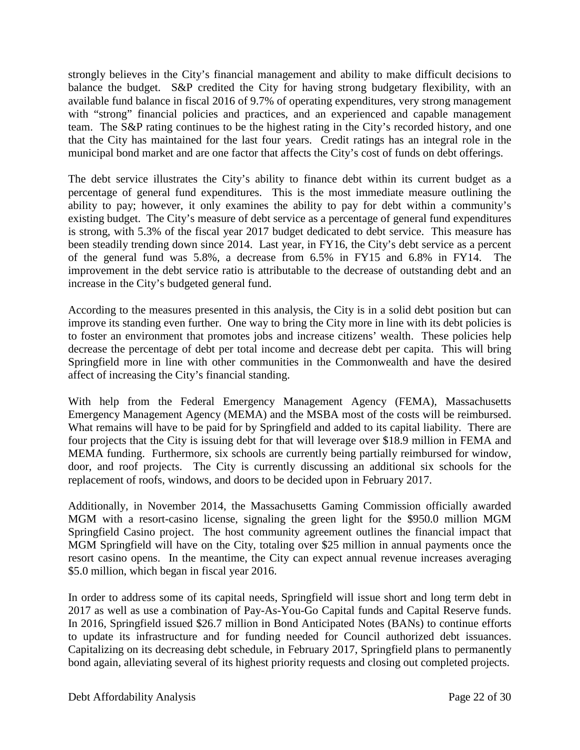strongly believes in the City's financial management and ability to make difficult decisions to balance the budget. S&P credited the City for having strong budgetary flexibility, with an available fund balance in fiscal 2016 of 9.7% of operating expenditures, very strong management with "strong" financial policies and practices, and an experienced and capable management team. The S&P rating continues to be the highest rating in the City's recorded history, and one that the City has maintained for the last four years. Credit ratings has an integral role in the municipal bond market and are one factor that affects the City's cost of funds on debt offerings.

The debt service illustrates the City's ability to finance debt within its current budget as a percentage of general fund expenditures. This is the most immediate measure outlining the ability to pay; however, it only examines the ability to pay for debt within a community's existing budget. The City's measure of debt service as a percentage of general fund expenditures is strong, with 5.3% of the fiscal year 2017 budget dedicated to debt service. This measure has been steadily trending down since 2014. Last year, in FY16, the City's debt service as a percent of the general fund was 5.8%, a decrease from 6.5% in FY15 and 6.8% in FY14. The improvement in the debt service ratio is attributable to the decrease of outstanding debt and an increase in the City's budgeted general fund.

According to the measures presented in this analysis, the City is in a solid debt position but can improve its standing even further. One way to bring the City more in line with its debt policies is to foster an environment that promotes jobs and increase citizens' wealth. These policies help decrease the percentage of debt per total income and decrease debt per capita. This will bring Springfield more in line with other communities in the Commonwealth and have the desired affect of increasing the City's financial standing.

With help from the Federal Emergency Management Agency (FEMA), Massachusetts Emergency Management Agency (MEMA) and the MSBA most of the costs will be reimbursed. What remains will have to be paid for by Springfield and added to its capital liability. There are four projects that the City is issuing debt for that will leverage over $18.9 million in FEMA and MEMA funding. Furthermore, six schools are currently being partially reimbursed for window, door, and roof projects. The City is currently discussing an additional six schools for the replacement of roofs, windows, and doors to be decided upon in February 2017.

Additionally, in November 2014, the Massachusetts Gaming Commission officially awarded MGM with a resort-casino license, signaling the green light for the $950.0 million MGM Springfield Casino project. The host community agreement outlines the financial impact that MGM Springfield will have on the City, totaling over $25 million in annual payments once the resort casino opens. In the meantime, the City can expect annual revenue increases averaging $5.0 million, which began in fiscal year 2016.

In order to address some of its capital needs, Springfield will issue short and long term debt in 2017 as well as use a combination of Pay-As-You-Go Capital funds and Capital Reserve funds. In 2016, Springfield issued $26.7 million in Bond Anticipated Notes (BANs) to continue efforts to update its infrastructure and for funding needed for Council authorized debt issuances. Capitalizing on its decreasing debt schedule, in February 2017, Springfield plans to permanently bond again, alleviating several of its highest priority requests and closing out completed projects.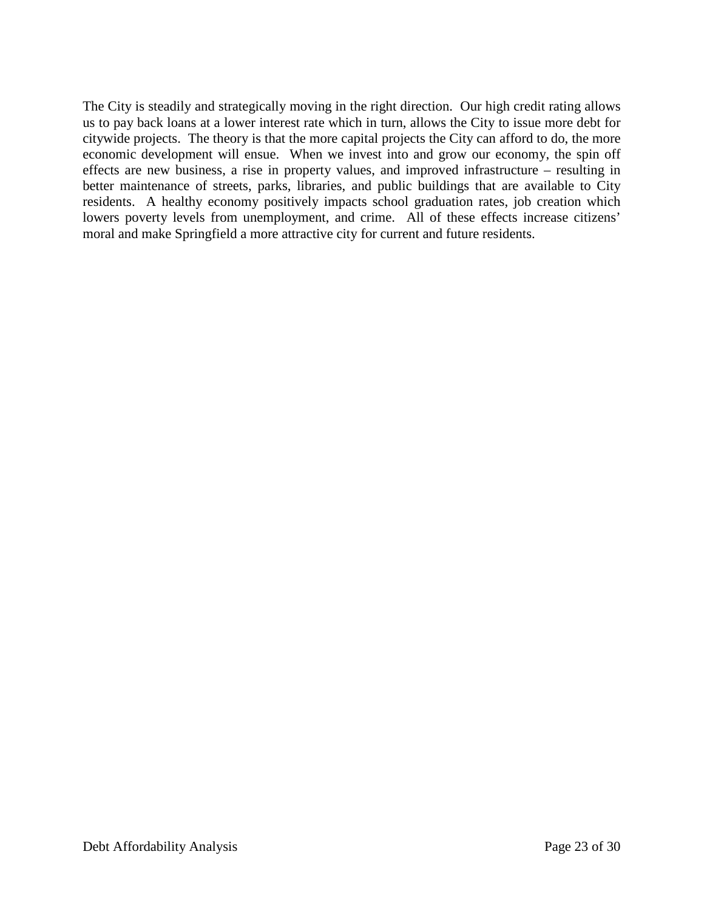The City is steadily and strategically moving in the right direction. Our high credit rating allows us to pay back loans at a lower interest rate which in turn, allows the City to issue more debt for citywide projects. The theory is that the more capital projects the City can afford to do, the more economic development will ensue. When we invest into and grow our economy, the spin off effects are new business, a rise in property values, and improved infrastructure – resulting in better maintenance of streets, parks, libraries, and public buildings that are available to City residents. A healthy economy positively impacts school graduation rates, job creation which lowers poverty levels from unemployment, and crime. All of these effects increase citizens' moral and make Springfield a more attractive city for current and future residents.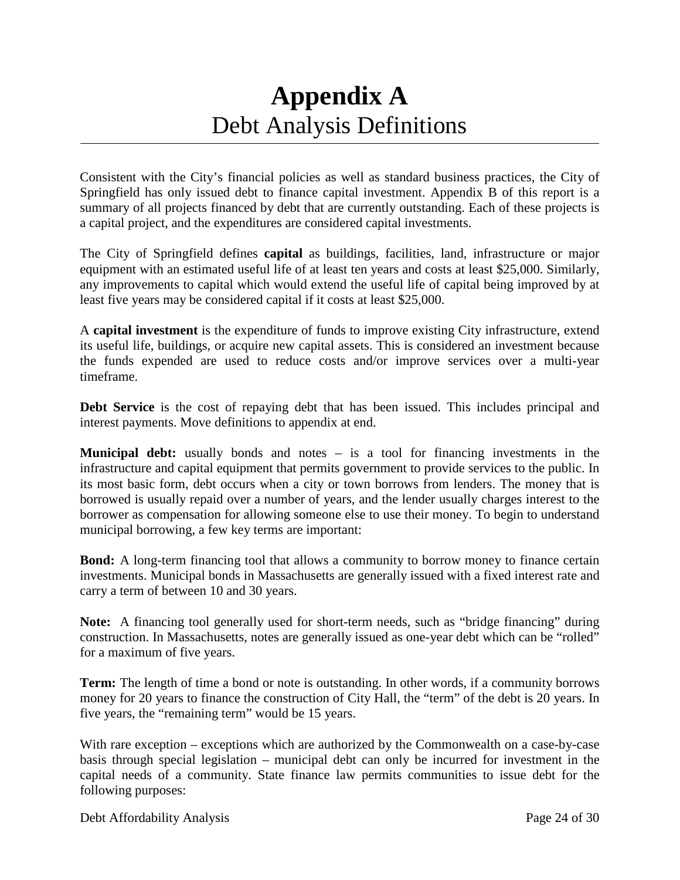# Appendix A
## Debt Analysis Definitions

Consistent with the City's financial policies as well as standard business practices, the City of Springfield has only issued debt to finance capital investment. Appendix B of this report is a summary of all projects financed by debt that are currently outstanding. Each of these projects is a capital project, and the expenditures are considered capital investments.

The City of Springfield defines **capital** as buildings, facilities, land, infrastructure or major equipment with an estimated useful life of at least ten years and costs at least $25,000. Similarly, any improvements to capital which would extend the useful life of capital being improved by at least five years may be considered capital if it costs at least $25,000.

A **capital investment** is the expenditure of funds to improve existing City infrastructure, extend its useful life, buildings, or acquire new capital assets. This is considered an investment because the funds expended are used to reduce costs and/or improve services over a multi-year timeframe.

**Debt Service** is the cost of repaying debt that has been issued. This includes principal and interest payments. Move definitions to appendix at end.

**Municipal debt:** usually bonds and notes – is a tool for financing investments in the infrastructure and capital equipment that permits government to provide services to the public. In its most basic form, debt occurs when a city or town borrows from lenders. The money that is borrowed is usually repaid over a number of years, and the lender usually charges interest to the borrower as compensation for allowing someone else to use their money. To begin to understand municipal borrowing, a few key terms are important:

**Bond:** A long-term financing tool that allows a community to borrow money to finance certain investments. Municipal bonds in Massachusetts are generally issued with a fixed interest rate and carry a term of between 10 and 30 years.

**Note:** A financing tool generally used for short-term needs, such as "bridge financing" during construction. In Massachusetts, notes are generally issued as one-year debt which can be "rolled" for a maximum of five years.

**Term:** The length of time a bond or note is outstanding. In other words, if a community borrows money for 20 years to finance the construction of City Hall, the "term" of the debt is 20 years. In five years, the "remaining term" would be 15 years.

With rare exception – exceptions which are authorized by the Commonwealth on a case-by-case basis through special legislation – municipal debt can only be incurred for investment in the capital needs of a community. State finance law permits communities to issue debt for the following purposes: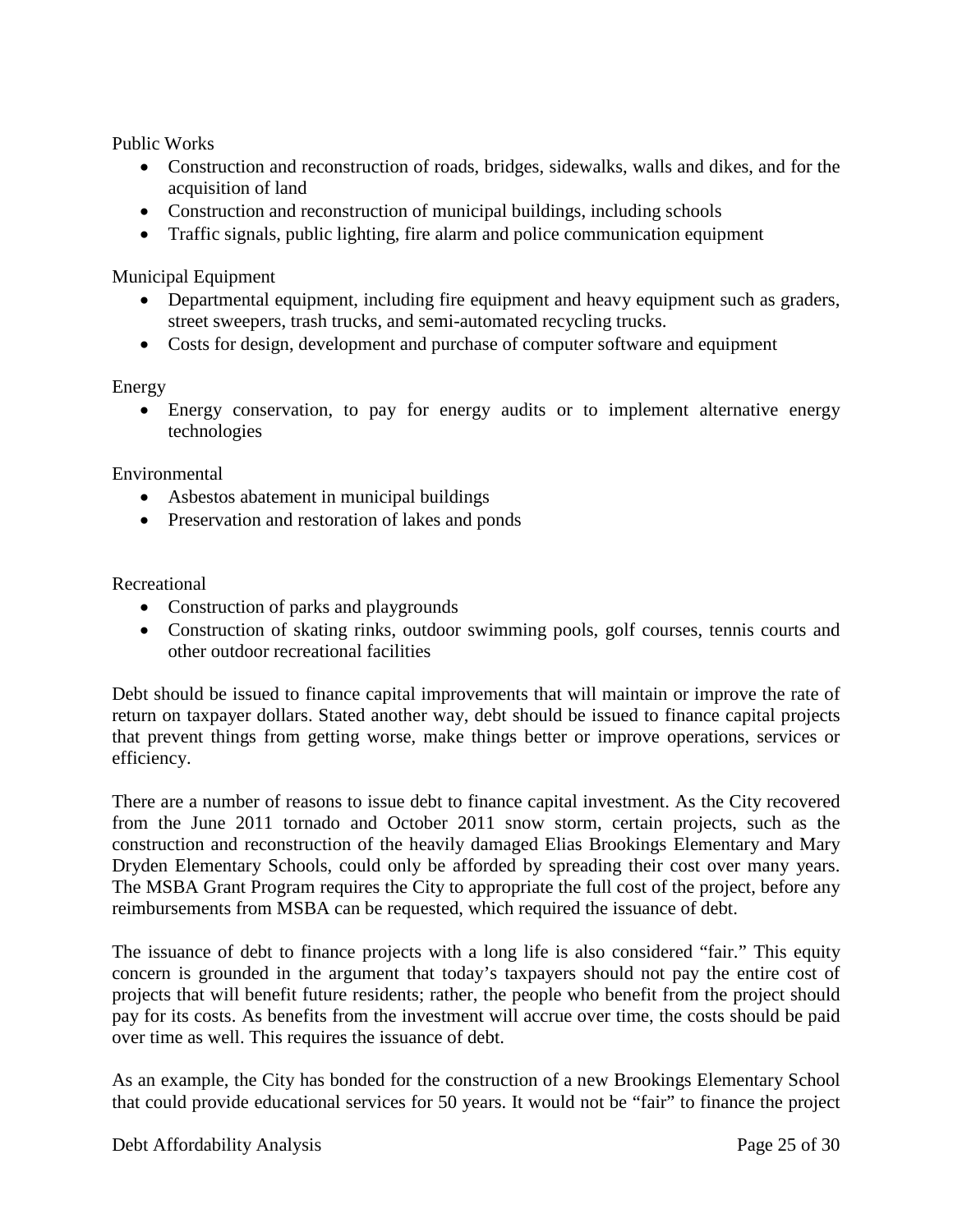Public Works

- Construction and reconstruction of roads, bridges, sidewalks, walls and dikes, and for the acquisition of land
- Construction and reconstruction of municipal buildings, including schools
- Traffic signals, public lighting, fire alarm and police communication equipment

Municipal Equipment

- Departmental equipment, including fire equipment and heavy equipment such as graders, street sweepers, trash trucks, and semi-automated recycling trucks.
- Costs for design, development and purchase of computer software and equipment

Energy

- Energy conservation, to pay for energy audits or to implement alternative energy technologies

Environmental

- Asbestos abatement in municipal buildings
- Preservation and restoration of lakes and ponds

Recreational

- Construction of parks and playgrounds
- Construction of skating rinks, outdoor swimming pools, golf courses, tennis courts and other outdoor recreational facilities

Debt should be issued to finance capital improvements that will maintain or improve the rate of return on taxpayer dollars. Stated another way, debt should be issued to finance capital projects that prevent things from getting worse, make things better or improve operations, services or efficiency.

There are a number of reasons to issue debt to finance capital investment. As the City recovered from the June 2011 tornado and October 2011 snow storm, certain projects, such as the construction and reconstruction of the heavily damaged Elias Brookings Elementary and Mary Dryden Elementary Schools, could only be afforded by spreading their cost over many years. The MSBA Grant Program requires the City to appropriate the full cost of the project, before any reimbursements from MSBA can be requested, which required the issuance of debt.

The issuance of debt to finance projects with a long life is also considered "fair." This equity concern is grounded in the argument that today's taxpayers should not pay the entire cost of projects that will benefit future residents; rather, the people who benefit from the project should pay for its costs. As benefits from the investment will accrue over time, the costs should be paid over time as well. This requires the issuance of debt.

As an example, the City has bonded for the construction of a new Brookings Elementary School that could provide educational services for 50 years. It would not be "fair" to finance the project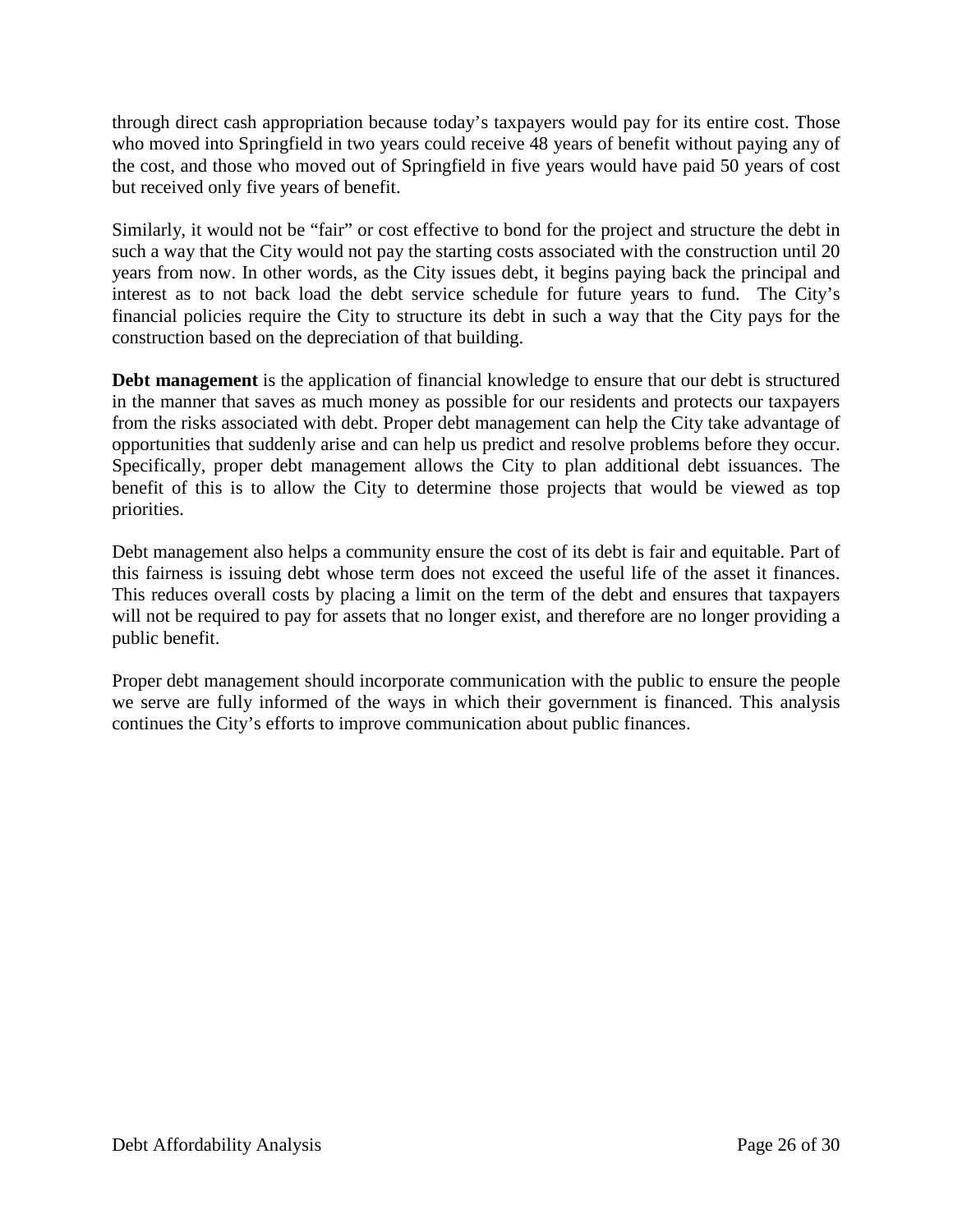through direct cash appropriation because today's taxpayers would pay for its entire cost. Those who moved into Springfield in two years could receive 48 years of benefit without paying any of the cost, and those who moved out of Springfield in five years would have paid 50 years of cost but received only five years of benefit.

Similarly, it would not be "fair" or cost effective to bond for the project and structure the debt in such a way that the City would not pay the starting costs associated with the construction until 20 years from now. In other words, as the City issues debt, it begins paying back the principal and interest as to not back load the debt service schedule for future years to fund. The City's financial policies require the City to structure its debt in such a way that the City pays for the construction based on the depreciation of that building.

**Debt management** is the application of financial knowledge to ensure that our debt is structured in the manner that saves as much money as possible for our residents and protects our taxpayers from the risks associated with debt. Proper debt management can help the City take advantage of opportunities that suddenly arise and can help us predict and resolve problems before they occur. Specifically, proper debt management allows the City to plan additional debt issuances. The benefit of this is to allow the City to determine those projects that would be viewed as top priorities.

Debt management also helps a community ensure the cost of its debt is fair and equitable. Part of this fairness is issuing debt whose term does not exceed the useful life of the asset it finances. This reduces overall costs by placing a limit on the term of the debt and ensures that taxpayers will not be required to pay for assets that no longer exist, and therefore are no longer providing a public benefit.

Proper debt management should incorporate communication with the public to ensure the people we serve are fully informed of the ways in which their government is financed. This analysis continues the City's efforts to improve communication about public finances.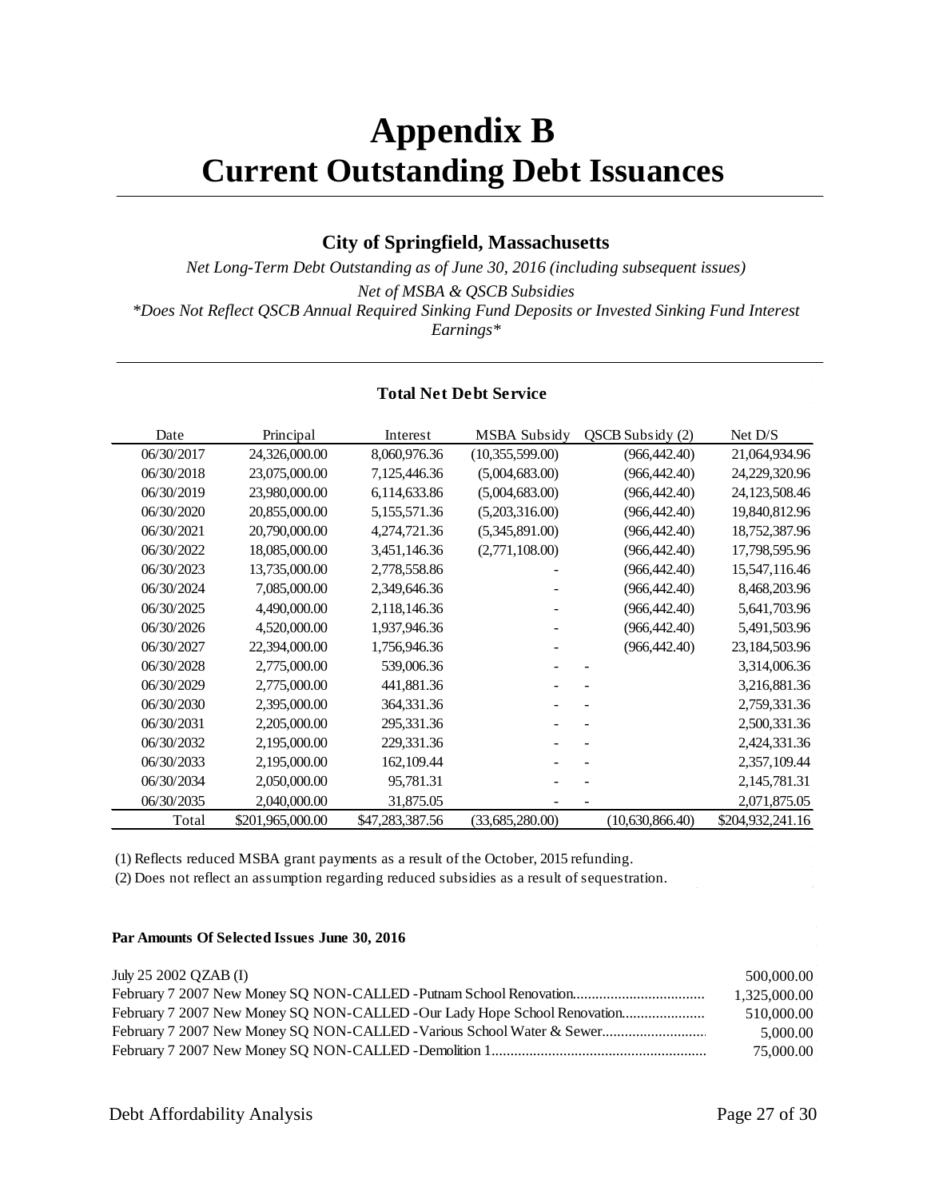# Appendix B
# Current Outstanding Debt Issuances

### City of Springfield, Massachusetts

*Net Long-Term Debt Outstanding as of June 30, 2016 (including subsequent issues)*

*Net of MSBA & QSCB Subsidies*

*\*Does Not Reflect QSCB Annual Required Sinking Fund Deposits or Invested Sinking Fund Interest Earnings\**

**Total Net Debt Service**

| Date | Principal | Interest | MSBA Subsidy | QSCB Subsidy (2) | Net D/S |
|---|---|---|---|---|---|
| 06/30/2017 | 24,326,000.00 | 8,060,976.36 | (10,355,599.00) | (966,442.40) | 21,064,934.96 |
| 06/30/2018 | 23,075,000.00 | 7,125,446.36 | (5,004,683.00) | (966,442.40) | 24,229,320.96 |
| 06/30/2019 | 23,980,000.00 | 6,114,633.86 | (5,004,683.00) | (966,442.40) | 24,123,508.46 |
| 06/30/2020 | 20,855,000.00 | 5,155,571.36 | (5,203,316.00) | (966,442.40) | 19,840,812.96 |
| 06/30/2021 | 20,790,000.00 | 4,274,721.36 | (5,345,891.00) | (966,442.40) | 18,752,387.96 |
| 06/30/2022 | 18,085,000.00 | 3,451,146.36 | (2,771,108.00) | (966,442.40) | 17,798,595.96 |
| 06/30/2023 | 13,735,000.00 | 2,778,558.86 | - | (966,442.40) | 15,547,116.46 |
| 06/30/2024 | 7,085,000.00 | 2,349,646.36 | - | (966,442.40) | 8,468,203.96 |
| 06/30/2025 | 4,490,000.00 | 2,118,146.36 | - | (966,442.40) | 5,641,703.96 |
| 06/30/2026 | 4,520,000.00 | 1,937,946.36 | - | (966,442.40) | 5,491,503.96 |
| 06/30/2027 | 22,394,000.00 | 1,756,946.36 | - | (966,442.40) | 23,184,503.96 |
| 06/30/2028 | 2,775,000.00 | 539,006.36 | - | - | 3,314,006.36 |
| 06/30/2029 | 2,775,000.00 | 441,881.36 | - | - | 3,216,881.36 |
| 06/30/2030 | 2,395,000.00 | 364,331.36 | - | - | 2,759,331.36 |
| 06/30/2031 | 2,205,000.00 | 295,331.36 | - | - | 2,500,331.36 |
| 06/30/2032 | 2,195,000.00 | 229,331.36 | - | - | 2,424,331.36 |
| 06/30/2033 | 2,195,000.00 | 162,109.44 | - | - | 2,357,109.44 |
| 06/30/2034 | 2,050,000.00 | 95,781.31 | - | - | 2,145,781.31 |
| 06/30/2035 | 2,040,000.00 | 31,875.05 | - | - | 2,071,875.05 |
| Total | $201,965,000.00 | $47,283,387.56 | (33,685,280.00) | (10,630,866.40) | $204,932,241.16 |

(1) Reflects reduced MSBA grant payments as a result of the October, 2015 refunding.

(2) Does not reflect an assumption regarding reduced subsidies as a result of sequestration.

**Par Amounts Of Selected Issues June 30, 2016**

| Issue | Amount |
|---|---|
| July 25 2002 QZAB (I) | 500,000.00 |
| February 7 2007 New Money SQ NON-CALLED - Putnam School Renovation | 1,325,000.00 |
| February 7 2007 New Money SQ NON-CALLED - Our Lady Hope School Renovation | 510,000.00 |
| February 7 2007 New Money SQ NON-CALLED - Various School Water & Sewer | 5,000.00 |
| February 7 2007 New Money SQ NON-CALLED - Demolition 1 | 75,000.00 |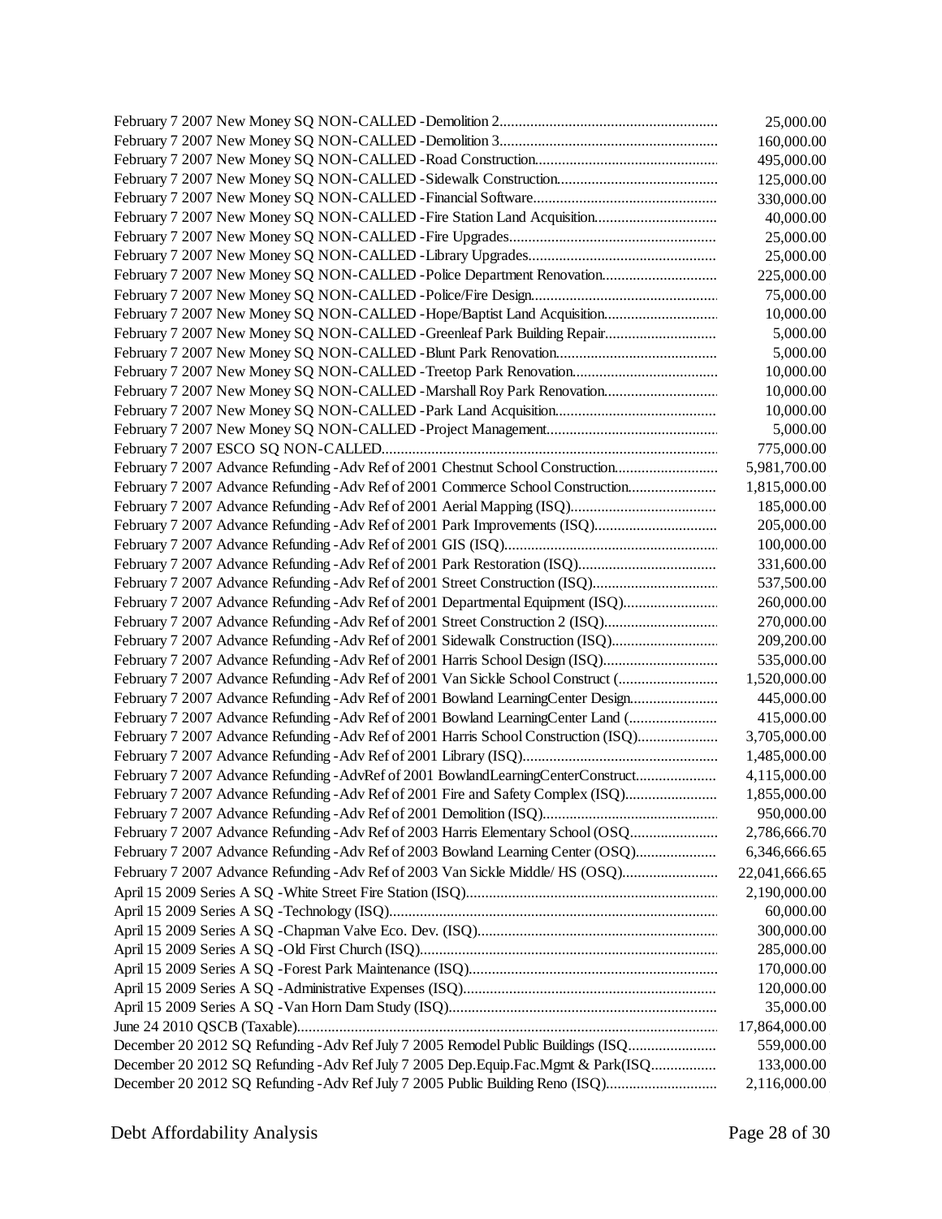| | |
|---|---:|
| February 7 2007 New Money SQ NON-CALLED - Demolition 2 | 25,000.00 |
| February 7 2007 New Money SQ NON-CALLED - Demolition 3 | 160,000.00 |
| February 7 2007 New Money SQ NON-CALLED - Road Construction | 495,000.00 |
| February 7 2007 New Money SQ NON-CALLED - Sidewalk Construction | 125,000.00 |
| February 7 2007 New Money SQ NON-CALLED - Financial Software | 330,000.00 |
| February 7 2007 New Money SQ NON-CALLED - Fire Station Land Acquisition | 40,000.00 |
| February 7 2007 New Money SQ NON-CALLED - Fire Upgrades | 25,000.00 |
| February 7 2007 New Money SQ NON-CALLED - Library Upgrades | 25,000.00 |
| February 7 2007 New Money SQ NON-CALLED - Police Department Renovation | 225,000.00 |
| February 7 2007 New Money SQ NON-CALLED - Police/Fire Design | 75,000.00 |
| February 7 2007 New Money SQ NON-CALLED - Hope/Baptist Land Acquisition | 10,000.00 |
| February 7 2007 New Money SQ NON-CALLED - Greenleaf Park Building Repair | 5,000.00 |
| February 7 2007 New Money SQ NON-CALLED - Blunt Park Renovation | 5,000.00 |
| February 7 2007 New Money SQ NON-CALLED - Treetop Park Renovation | 10,000.00 |
| February 7 2007 New Money SQ NON-CALLED - Marshall Roy Park Renovation | 10,000.00 |
| February 7 2007 New Money SQ NON-CALLED - Park Land Acquisition | 10,000.00 |
| February 7 2007 New Money SQ NON-CALLED - Project Management | 5,000.00 |
| February 7 2007 ESCO SQ NON-CALLED | 775,000.00 |
| February 7 2007 Advance Refunding - Adv Ref of 2001 Chestnut School Construction | 5,981,700.00 |
| February 7 2007 Advance Refunding - Adv Ref of 2001 Commerce School Construction | 1,815,000.00 |
| February 7 2007 Advance Refunding - Adv Ref of 2001 Aerial Mapping (ISQ) | 185,000.00 |
| February 7 2007 Advance Refunding - Adv Ref of 2001 Park Improvements (ISQ) | 205,000.00 |
| February 7 2007 Advance Refunding - Adv Ref of 2001 GIS (ISQ) | 100,000.00 |
| February 7 2007 Advance Refunding - Adv Ref of 2001 Park Restoration (ISQ) | 331,600.00 |
| February 7 2007 Advance Refunding - Adv Ref of 2001 Street Construction (ISQ) | 537,500.00 |
| February 7 2007 Advance Refunding - Adv Ref of 2001 Departmental Equipment (ISQ) | 260,000.00 |
| February 7 2007 Advance Refunding - Adv Ref of 2001 Street Construction 2 (ISQ) | 270,000.00 |
| February 7 2007 Advance Refunding - Adv Ref of 2001 Sidewalk Construction (ISQ) | 209,200.00 |
| February 7 2007 Advance Refunding - Adv Ref of 2001 Harris School Design (ISQ) | 535,000.00 |
| February 7 2007 Advance Refunding - Adv Ref of 2001 Van Sickle School Construct ( | 1,520,000.00 |
| February 7 2007 Advance Refunding - Adv Ref of 2001 Bowland LearningCenter Design | 445,000.00 |
| February 7 2007 Advance Refunding - Adv Ref of 2001 Bowland LearningCenter Land ( | 415,000.00 |
| February 7 2007 Advance Refunding - Adv Ref of 2001 Harris School Construction (ISQ) | 3,705,000.00 |
| February 7 2007 Advance Refunding - Adv Ref of 2001 Library (ISQ) | 1,485,000.00 |
| February 7 2007 Advance Refunding - AdvRef of 2001 BowlandLearningCenterConstruct | 4,115,000.00 |
| February 7 2007 Advance Refunding - Adv Ref of 2001 Fire and Safety Complex (ISQ) | 1,855,000.00 |
| February 7 2007 Advance Refunding - Adv Ref of 2001 Demolition (ISQ) | 950,000.00 |
| February 7 2007 Advance Refunding - Adv Ref of 2003 Harris Elementary School (OSQ | 2,786,666.70 |
| February 7 2007 Advance Refunding - Adv Ref of 2003 Bowland Learning Center (OSQ) | 6,346,666.65 |
| February 7 2007 Advance Refunding - Adv Ref of 2003 Van Sickle Middle/ HS (OSQ) | 22,041,666.65 |
| April 15 2009 Series A SQ - White Street Fire Station (ISQ) | 2,190,000.00 |
| April 15 2009 Series A SQ - Technology (ISQ) | 60,000.00 |
| April 15 2009 Series A SQ - Chapman Valve Eco. Dev. (ISQ) | 300,000.00 |
| April 15 2009 Series A SQ - Old First Church (ISQ) | 285,000.00 |
| April 15 2009 Series A SQ - Forest Park Maintenance (ISQ) | 170,000.00 |
| April 15 2009 Series A SQ - Administrative Expenses (ISQ) | 120,000.00 |
| April 15 2009 Series A SQ - Van Horn Dam Study (ISQ) | 35,000.00 |
| June 24 2010 QSCB (Taxable) | 17,864,000.00 |
| December 20 2012 SQ Refunding - Adv Ref July 7 2005 Remodel Public Buildings (ISQ | 559,000.00 |
| December 20 2012 SQ Refunding - Adv Ref July 7 2005 Dep.Equip.Fac.Mgmt & Park(ISQ | 133,000.00 |
| December 20 2012 SQ Refunding - Adv Ref July 7 2005 Public Building Reno (ISQ) | 2,116,000.00 |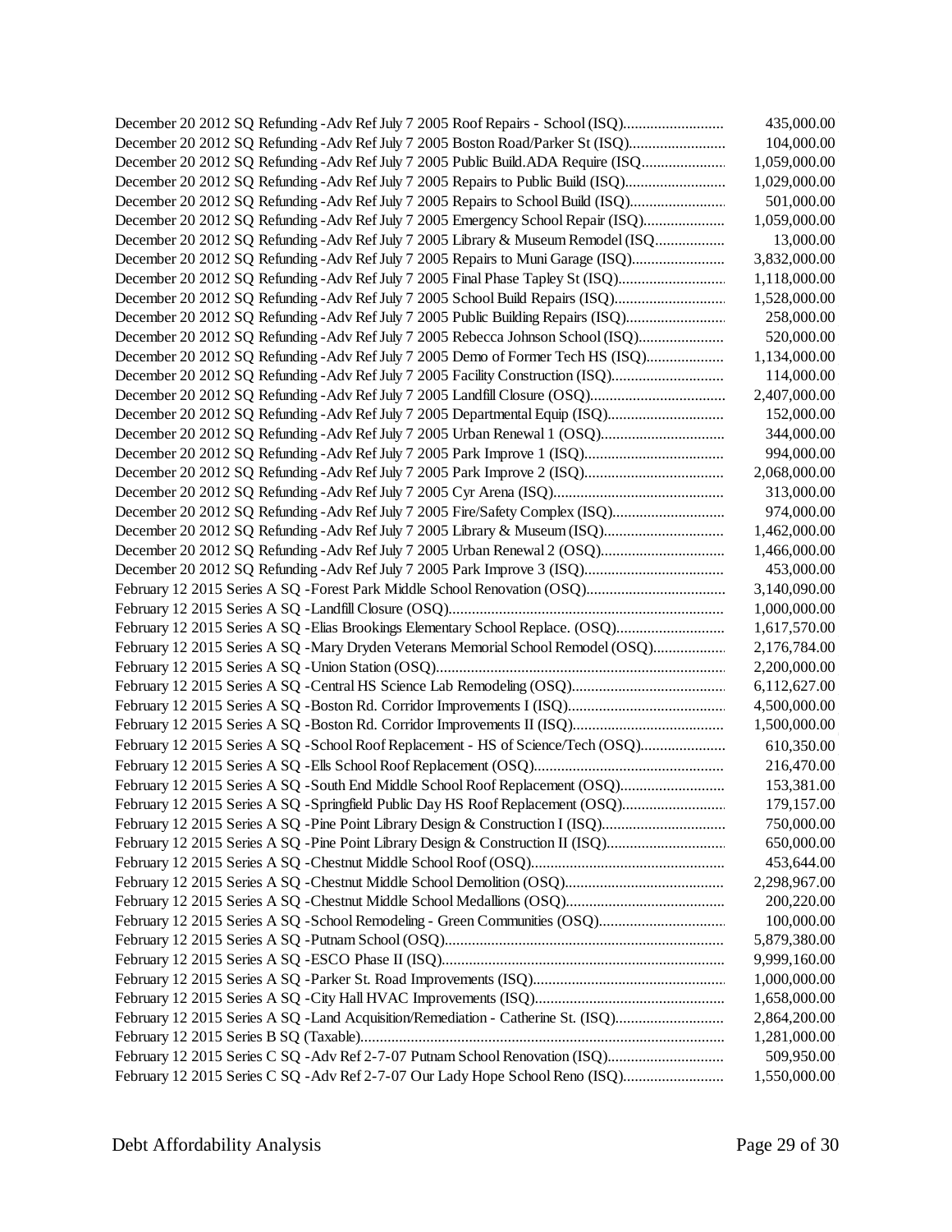| | |
|---|---|
| December 20 2012 SQ Refunding -Adv Ref July 7 2005 Roof Repairs - School (ISQ).......................... | 435,000.00 |
| December 20 2012 SQ Refunding -Adv Ref July 7 2005 Boston Road/Parker St (ISQ)......................... | 104,000.00 |
| December 20 2012 SQ Refunding -Adv Ref July 7 2005 Public Build.ADA Require (ISQ...................... | 1,059,000.00 |
| December 20 2012 SQ Refunding -Adv Ref July 7 2005 Repairs to Public Build (ISQ).......................... | 1,029,000.00 |
| December 20 2012 SQ Refunding -Adv Ref July 7 2005 Repairs to School Build (ISQ)......................... | 501,000.00 |
| December 20 2012 SQ Refunding -Adv Ref July 7 2005 Emergency School Repair (ISQ)..................... | 1,059,000.00 |
| December 20 2012 SQ Refunding -Adv Ref July 7 2005 Library & Museum Remodel (ISQ.................. | 13,000.00 |
| December 20 2012 SQ Refunding -Adv Ref July 7 2005 Repairs to Muni Garage (ISQ)........................ | 3,832,000.00 |
| December 20 2012 SQ Refunding -Adv Ref July 7 2005 Final Phase Tapley St (ISQ)........................... | 1,118,000.00 |
| December 20 2012 SQ Refunding -Adv Ref July 7 2005 School Build Repairs (ISQ)............................ | 1,528,000.00 |
| December 20 2012 SQ Refunding -Adv Ref July 7 2005 Public Building Repairs (ISQ).......................... | 258,000.00 |
| December 20 2012 SQ Refunding -Adv Ref July 7 2005 Rebecca Johnson School (ISQ)...................... | 520,000.00 |
| December 20 2012 SQ Refunding -Adv Ref July 7 2005 Demo of Former Tech HS (ISQ).................... | 1,134,000.00 |
| December 20 2012 SQ Refunding -Adv Ref July 7 2005 Facility Construction (ISQ)............................. | 114,000.00 |
| December 20 2012 SQ Refunding -Adv Ref July 7 2005 Landfill Closure (OSQ)................................... | 2,407,000.00 |
| December 20 2012 SQ Refunding -Adv Ref July 7 2005 Departmental Equip (ISQ).............................. | 152,000.00 |
| December 20 2012 SQ Refunding -Adv Ref July 7 2005 Urban Renewal 1 (OSQ)................................ | 344,000.00 |
| December 20 2012 SQ Refunding -Adv Ref July 7 2005 Park Improve 1 (ISQ).................................... | 994,000.00 |
| December 20 2012 SQ Refunding -Adv Ref July 7 2005 Park Improve 2 (ISQ).................................... | 2,068,000.00 |
| December 20 2012 SQ Refunding -Adv Ref July 7 2005 Cyr Arena (ISQ)............................................ | 313,000.00 |
| December 20 2012 SQ Refunding -Adv Ref July 7 2005 Fire/Safety Complex (ISQ)............................. | 974,000.00 |
| December 20 2012 SQ Refunding -Adv Ref July 7 2005 Library & Museum (ISQ)............................... | 1,462,000.00 |
| December 20 2012 SQ Refunding -Adv Ref July 7 2005 Urban Renewal 2 (OSQ)................................ | 1,466,000.00 |
| December 20 2012 SQ Refunding -Adv Ref July 7 2005 Park Improve 3 (ISQ).................................... | 453,000.00 |
| February 12 2015 Series A SQ -Forest Park Middle School Renovation (OSQ).................................... | 3,140,090.00 |
| February 12 2015 Series A SQ -Landfill Closure (OSQ)...................................................................... | 1,000,000.00 |
| February 12 2015 Series A SQ -Elias Brookings Elementary School Replace. (OSQ)............................ | 1,617,570.00 |
| February 12 2015 Series A SQ -Mary Dryden Veterans Memorial School Remodel (OSQ).................. | 2,176,784.00 |
| February 12 2015 Series A SQ -Union Station (OSQ).......................................................................... | 2,200,000.00 |
| February 12 2015 Series A SQ -Central HS Science Lab Remodeling (OSQ)........................................ | 6,112,627.00 |
| February 12 2015 Series A SQ -Boston Rd. Corridor Improvements I (ISQ)......................................... | 4,500,000.00 |
| February 12 2015 Series A SQ -Boston Rd. Corridor Improvements II (ISQ)....................................... | 1,500,000.00 |
| February 12 2015 Series A SQ -School Roof Replacement - HS of Science/Tech (OSQ)...................... | 610,350.00 |
| February 12 2015 Series A SQ -Ells School Roof Replacement (OSQ)................................................. | 216,470.00 |
| February 12 2015 Series A SQ -South End Middle School Roof Replacement (OSQ)........................... | 153,381.00 |
| February 12 2015 Series A SQ -Springfield Public Day HS Roof Replacement (OSQ)........................... | 179,157.00 |
| February 12 2015 Series A SQ -Pine Point Library Design & Construction I (ISQ)................................ | 750,000.00 |
| February 12 2015 Series A SQ -Pine Point Library Design & Construction II (ISQ)............................... | 650,000.00 |
| February 12 2015 Series A SQ -Chestnut Middle School Roof (OSQ).................................................. | 453,644.00 |
| February 12 2015 Series A SQ -Chestnut Middle School Demolition (OSQ)......................................... | 2,298,967.00 |
| February 12 2015 Series A SQ -Chestnut Middle School Medallions (OSQ)......................................... | 200,220.00 |
| February 12 2015 Series A SQ -School Remodeling - Green Communities (OSQ)................................ | 100,000.00 |
| February 12 2015 Series A SQ -Putnam School (OSQ)........................................................................ | 5,879,380.00 |
| February 12 2015 Series A SQ -ESCO Phase II (ISQ).......................................................................... | 9,999,160.00 |
| February 12 2015 Series A SQ -Parker St. Road Improvements (ISQ).................................................. | 1,000,000.00 |
| February 12 2015 Series A SQ -City Hall HVAC Improvements (ISQ).................................................. | 1,658,000.00 |
| February 12 2015 Series A SQ -Land Acquisition/Remediation - Catherine St. (ISQ)............................ | 2,864,200.00 |
| February 12 2015 Series B SQ (Taxable)............................................................................................. | 1,281,000.00 |
| February 12 2015 Series C SQ -Adv Ref 2-7-07 Putnam School Renovation (ISQ).............................. | 509,950.00 |
| February 12 2015 Series C SQ -Adv Ref 2-7-07 Our Lady Hope School Reno (ISQ).......................... | 1,550,000.00 |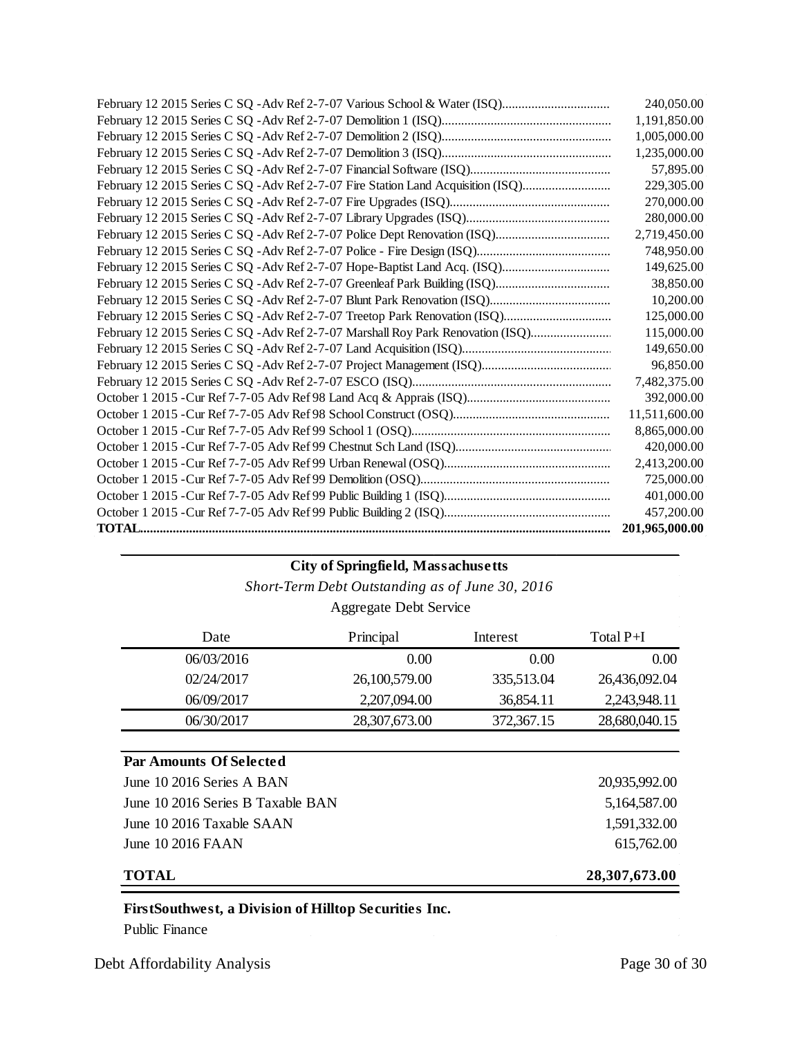| | |
|---|---|
| February 12 2015 Series C SQ - Adv Ref 2-7-07 Various School & Water (ISQ) | 240,050.00 |
| February 12 2015 Series C SQ - Adv Ref 2-7-07 Demolition 1 (ISQ) | 1,191,850.00 |
| February 12 2015 Series C SQ - Adv Ref 2-7-07 Demolition 2 (ISQ) | 1,005,000.00 |
| February 12 2015 Series C SQ - Adv Ref 2-7-07 Demolition 3 (ISQ) | 1,235,000.00 |
| February 12 2015 Series C SQ - Adv Ref 2-7-07 Financial Software (ISQ) | 57,895.00 |
| February 12 2015 Series C SQ - Adv Ref 2-7-07 Fire Station Land Acquisition (ISQ) | 229,305.00 |
| February 12 2015 Series C SQ - Adv Ref 2-7-07 Fire Upgrades (ISQ) | 270,000.00 |
| February 12 2015 Series C SQ - Adv Ref 2-7-07 Library Upgrades (ISQ) | 280,000.00 |
| February 12 2015 Series C SQ - Adv Ref 2-7-07 Police Dept Renovation (ISQ) | 2,719,450.00 |
| February 12 2015 Series C SQ - Adv Ref 2-7-07 Police - Fire Design (ISQ) | 748,950.00 |
| February 12 2015 Series C SQ - Adv Ref 2-7-07 Hope-Baptist Land Acq. (ISQ) | 149,625.00 |
| February 12 2015 Series C SQ - Adv Ref 2-7-07 Greenleaf Park Building (ISQ) | 38,850.00 |
| February 12 2015 Series C SQ - Adv Ref 2-7-07 Blunt Park Renovation (ISQ) | 10,200.00 |
| February 12 2015 Series C SQ - Adv Ref 2-7-07 Treetop Park Renovation (ISQ) | 125,000.00 |
| February 12 2015 Series C SQ - Adv Ref 2-7-07 Marshall Roy Park Renovation (ISQ) | 115,000.00 |
| February 12 2015 Series C SQ - Adv Ref 2-7-07 Land Acquisition (ISQ) | 149,650.00 |
| February 12 2015 Series C SQ - Adv Ref 2-7-07 Project Management (ISQ) | 96,850.00 |
| February 12 2015 Series C SQ - Adv Ref 2-7-07 ESCO (ISQ) | 7,482,375.00 |
| October 1 2015 - Cur Ref 7-7-05 Adv Ref 98 Land Acq & Apprais (ISQ) | 392,000.00 |
| October 1 2015 - Cur Ref 7-7-05 Adv Ref 98 School Construct (OSQ) | 11,511,600.00 |
| October 1 2015 - Cur Ref 7-7-05 Adv Ref 99 School 1 (OSQ) | 8,865,000.00 |
| October 1 2015 - Cur Ref 7-7-05 Adv Ref 99 Chestnut Sch Land (ISQ) | 420,000.00 |
| October 1 2015 - Cur Ref 7-7-05 Adv Ref 99 Urban Renewal (OSQ) | 2,413,200.00 |
| October 1 2015 - Cur Ref 7-7-05 Adv Ref 99 Demolition (OSQ) | 725,000.00 |
| October 1 2015 - Cur Ref 7-7-05 Adv Ref 99 Public Building 1 (ISQ) | 401,000.00 |
| October 1 2015 - Cur Ref 7-7-05 Adv Ref 99 Public Building 2 (ISQ) | 457,200.00 |
| **TOTAL** | **201,965,000.00** |

**City of Springfield, Massachusetts**

*Short-Term Debt Outstanding as of June 30, 2016*

Aggregate Debt Service

| Date | Principal | Interest | Total P+I |
|---|---|---|---|
| 06/03/2016 | 0.00 | 0.00 | 0.00 |
| 02/24/2017 | 26,100,579.00 | 335,513.04 | 26,436,092.04 |
| 06/09/2017 | 2,207,094.00 | 36,854.11 | 2,243,948.11 |
| 06/30/2017 | 28,307,673.00 | 372,367.15 | 28,680,040.15 |

| **Par Amounts Of Selected** | |
|---|---|
| June 10 2016 Series A BAN | 20,935,992.00 |
| June 10 2016 Series B Taxable BAN | 5,164,587.00 |
| June 10 2016 Taxable SAAN | 1,591,332.00 |
| June 10 2016 FAAN | 615,762.00 |
| **TOTAL** | **28,307,673.00** |

**FirstSouthwest, a Division of Hilltop Securities Inc.**

Public Finance